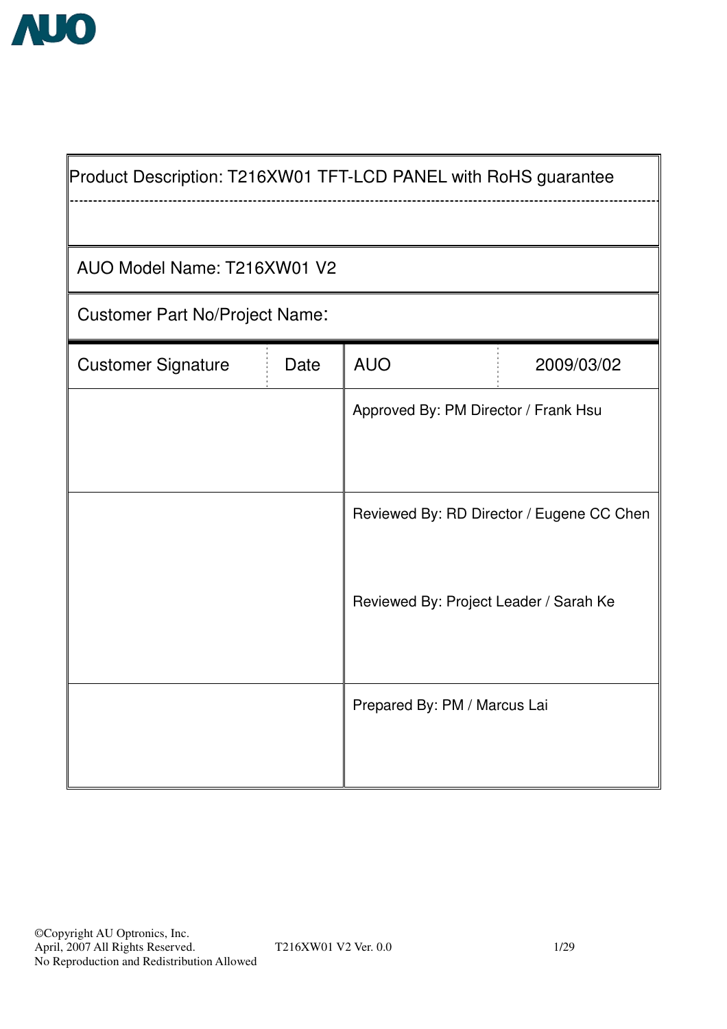AUO

Product Description: T216XW01 TFT-LCD PANEL with RoHS guarantee

AUO Model Name: T216XW01 V2

Customer Part No/Project Name:

| Customer Signature | Date | AUO | 2009/03/02 |
|---|---|---|---|
| | | Approved By: PM Director / Frank Hsu | |
| | | Reviewed By: RD Director / Eugene CC Chen<br><br>Reviewed By: Project Leader / Sarah Ke | |
| | | Prepared By: PM / Marcus Lai | |

©Copyright AU Optronics, Inc.
April, 2007 All Rights Reserved.
No Reproduction and Redistribution Allowed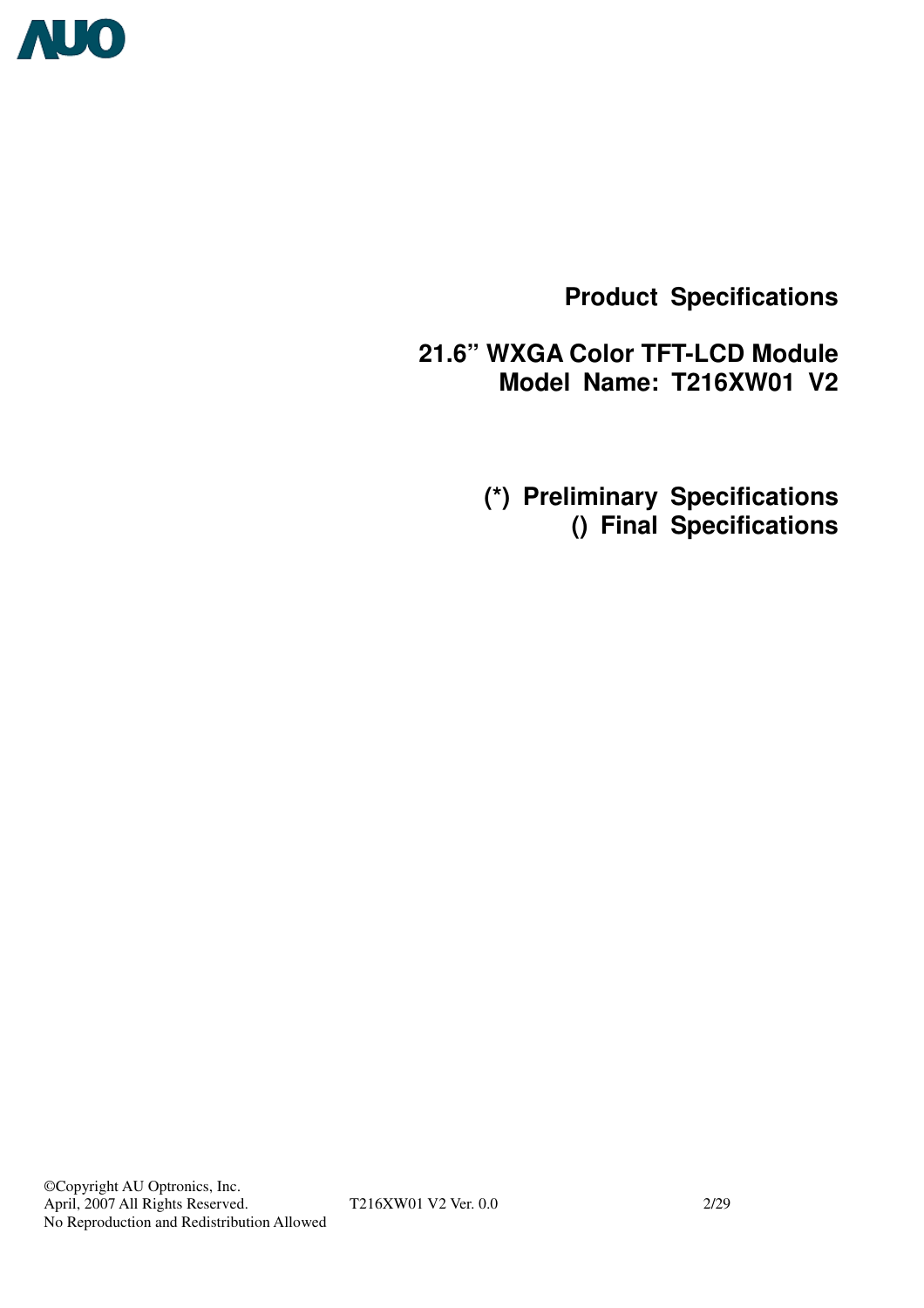# Product Specifications

## 21.6" WXGA Color TFT-LCD Module
## Model Name: T216XW01 V2

**(\*) Preliminary Specifications**
**() Final Specifications**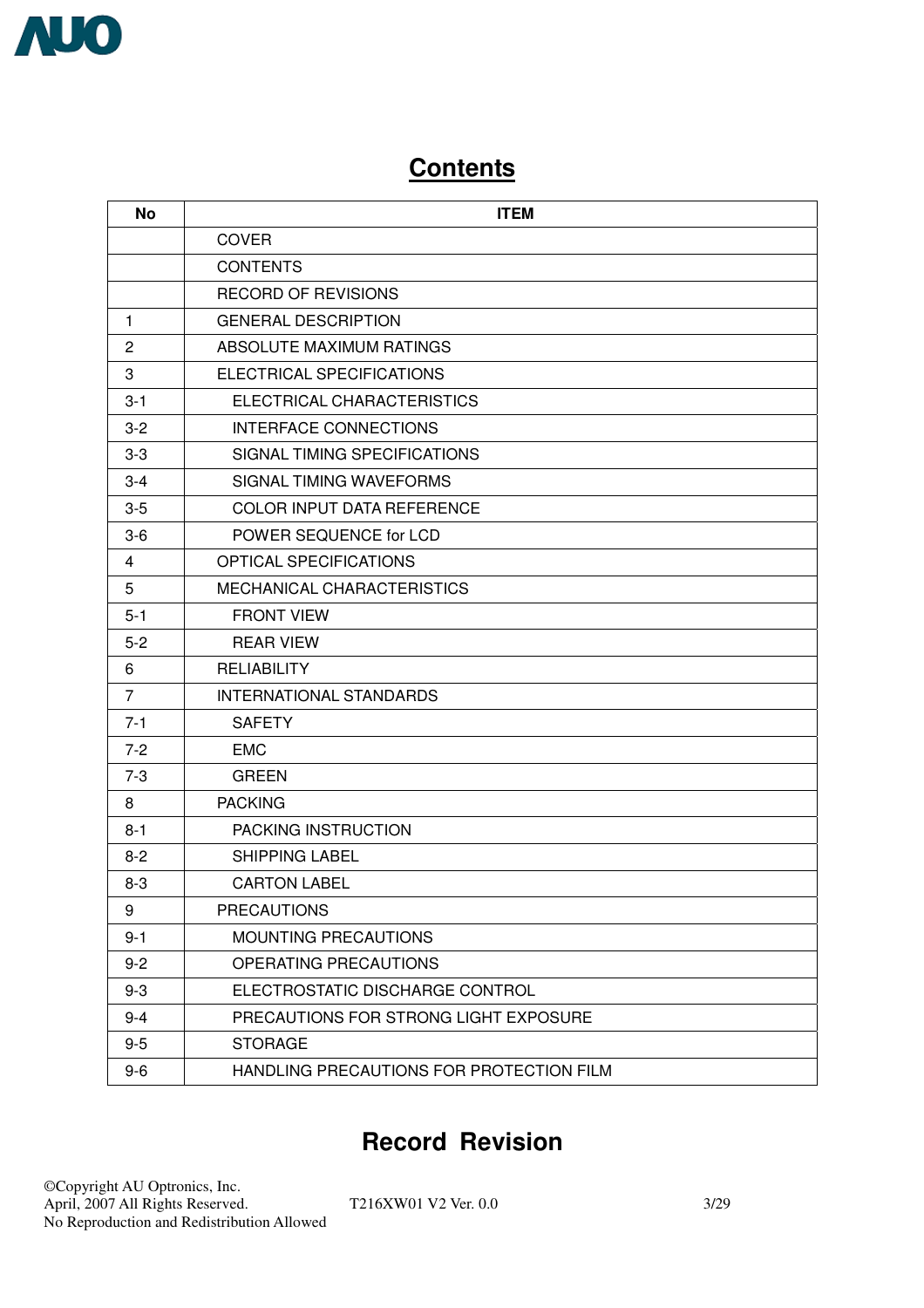# Contents

| No | ITEM |
|---|---|
| | COVER |
| | CONTENTS |
| | RECORD OF REVISIONS |
| 1 | GENERAL DESCRIPTION |
| 2 | ABSOLUTE MAXIMUM RATINGS |
| 3 | ELECTRICAL SPECIFICATIONS |
| 3-1 | ELECTRICAL CHARACTERISTICS |
| 3-2 | INTERFACE CONNECTIONS |
| 3-3 | SIGNAL TIMING SPECIFICATIONS |
| 3-4 | SIGNAL TIMING WAVEFORMS |
| 3-5 | COLOR INPUT DATA REFERENCE |
| 3-6 | POWER SEQUENCE for LCD |
| 4 | OPTICAL SPECIFICATIONS |
| 5 | MECHANICAL CHARACTERISTICS |
| 5-1 | FRONT VIEW |
| 5-2 | REAR VIEW |
| 6 | RELIABILITY |
| 7 | INTERNATIONAL STANDARDS |
| 7-1 | SAFETY |
| 7-2 | EMC |
| 7-3 | GREEN |
| 8 | PACKING |
| 8-1 | PACKING INSTRUCTION |
| 8-2 | SHIPPING LABEL |
| 8-3 | CARTON LABEL |
| 9 | PRECAUTIONS |
| 9-1 | MOUNTING PRECAUTIONS |
| 9-2 | OPERATING PRECAUTIONS |
| 9-3 | ELECTROSTATIC DISCHARGE CONTROL |
| 9-4 | PRECAUTIONS FOR STRONG LIGHT EXPOSURE |
| 9-5 | STORAGE |
| 9-6 | HANDLING PRECAUTIONS FOR PROTECTION FILM |

# Record Revision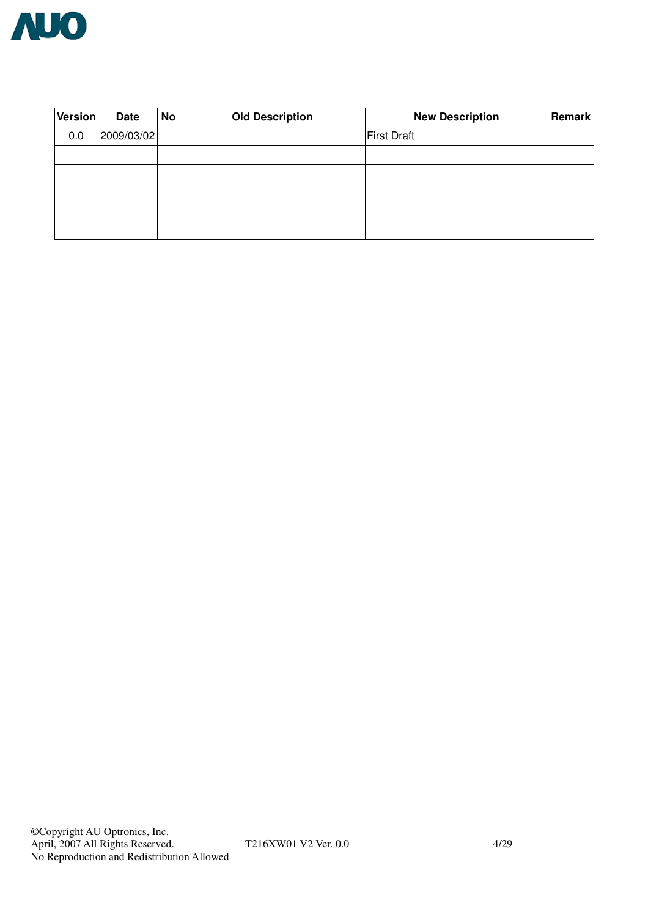| Version | Date | No | Old Description | New Description | Remark |
|---|---|---|---|---|---|
| 0.0 | 2009/03/02 | | | First Draft | |
| | | | | | |
| | | | | | |
| | | | | | |
| | | | | | |
| | | | | | |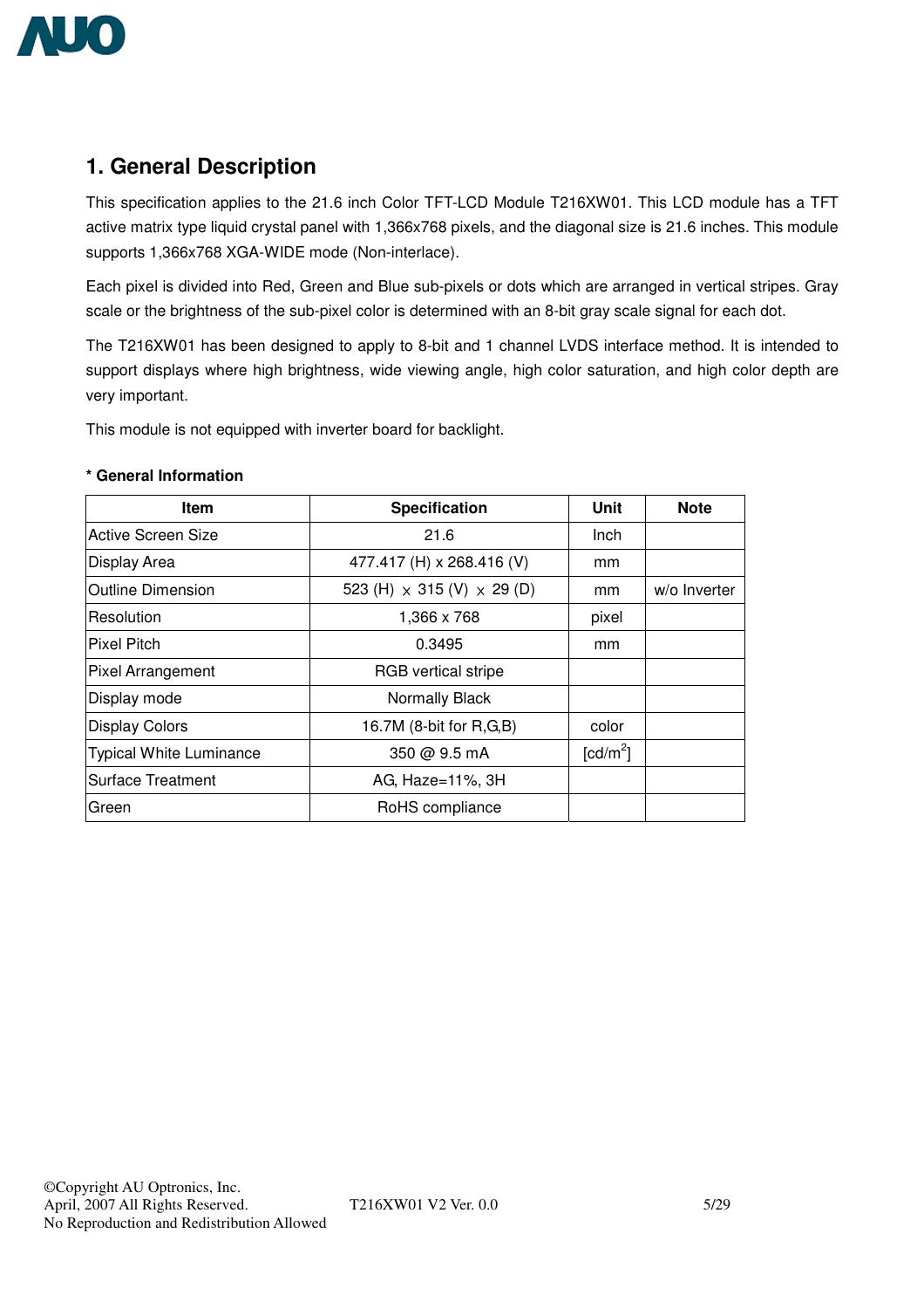# 1. General Description

This specification applies to the 21.6 inch Color TFT-LCD Module T216XW01. This LCD module has a TFT active matrix type liquid crystal panel with 1,366x768 pixels, and the diagonal size is 21.6 inches. This module supports 1,366x768 XGA-WIDE mode (Non-interlace).

Each pixel is divided into Red, Green and Blue sub-pixels or dots which are arranged in vertical stripes. Gray scale or the brightness of the sub-pixel color is determined with an 8-bit gray scale signal for each dot.

The T216XW01 has been designed to apply to 8-bit and 1 channel LVDS interface method. It is intended to support displays where high brightness, wide viewing angle, high color saturation, and high color depth are very important.

This module is not equipped with inverter board for backlight.

**\* General Information**

| Item | Specification | Unit | Note |
|---|---|---|---|
| Active Screen Size | 21.6 | Inch | |
| Display Area | 477.417 (H) x 268.416 (V) | mm | |
| Outline Dimension | 523 (H) x 315 (V) x 29 (D) | mm | w/o Inverter |
| Resolution | 1,366 x 768 | pixel | |
| Pixel Pitch | 0.3495 | mm | |
| Pixel Arrangement | RGB vertical stripe | | |
| Display mode | Normally Black | | |
| Display Colors | 16.7M (8-bit for R,G,B) | color | |
| Typical White Luminance | 350 @ 9.5 mA | [$cd/m^2$] | |
| Surface Treatment | AG, Haze=11%, 3H | | |
| Green | RoHS compliance | | |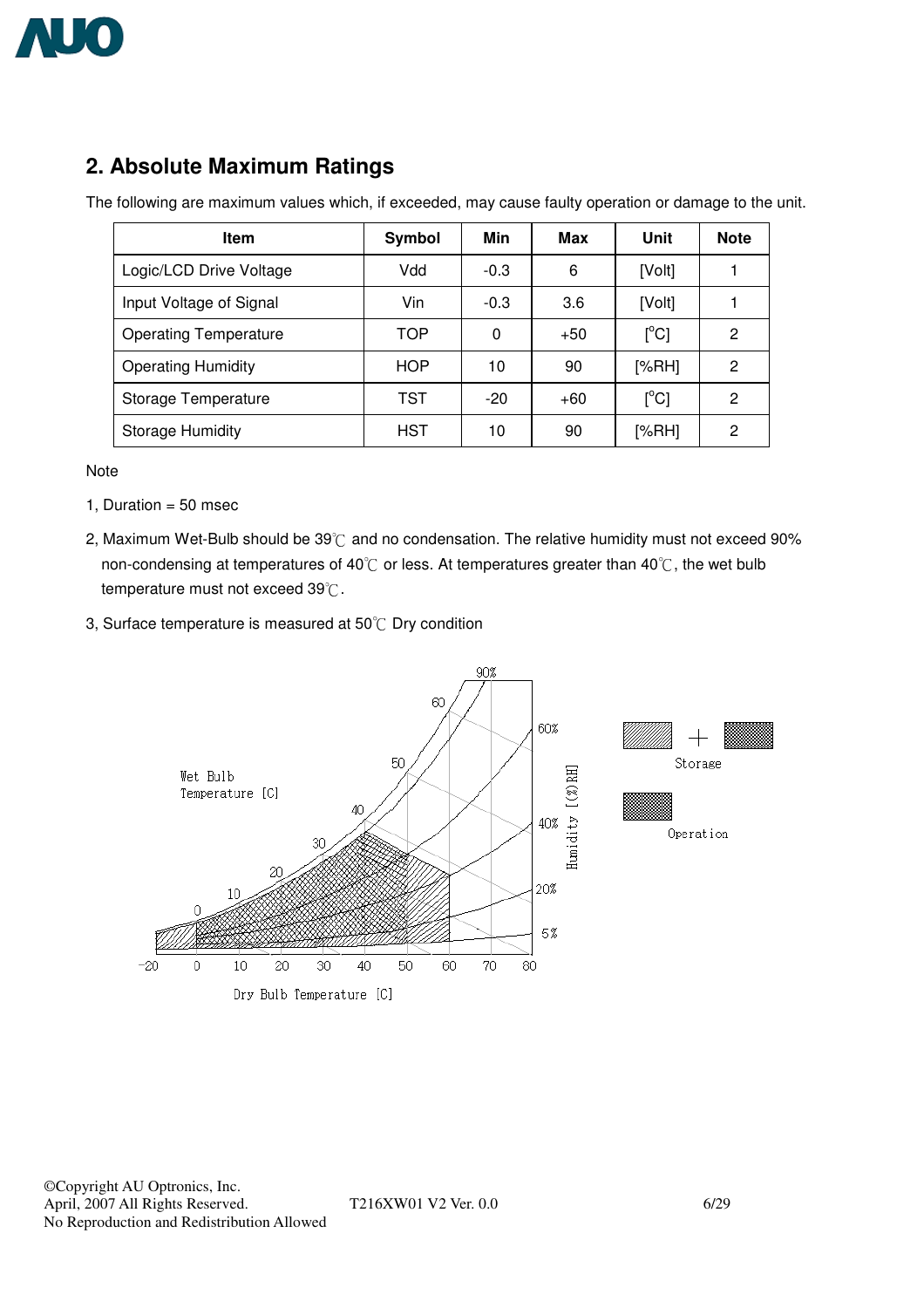## 2. Absolute Maximum Ratings

The following are maximum values which, if exceeded, may cause faulty operation or damage to the unit.

| Item | Symbol | Min | Max | Unit | Note |
|---|---|---|---|---|---|
| Logic/LCD Drive Voltage | Vdd | -0.3 | 6 | [Volt] | 1 |
| Input Voltage of Signal | Vin | -0.3 | 3.6 | [Volt] | 1 |
| Operating Temperature | TOP | 0 | +50 | [°C] | 2 |
| Operating Humidity | HOP | 10 | 90 | [%RH] | 2 |
| Storage Temperature | TST | -20 | +60 | [°C] | 2 |
| Storage Humidity | HST | 10 | 90 | [%RH] | 2 |

Note

1, Duration = 50 msec

2, Maximum Wet-Bulb should be 39℃ and no condensation. The relative humidity must not exceed 90% non-condensing at temperatures of 40℃ or less. At temperatures greater than 40℃, the wet bulb temperature must not exceed 39℃.

3, Surface temperature is measured at 50℃ Dry condition

Wet Bulb Temperature [C]

Humidity [(%)RH]

Dry Bulb Temperature [C]

Storage

Operation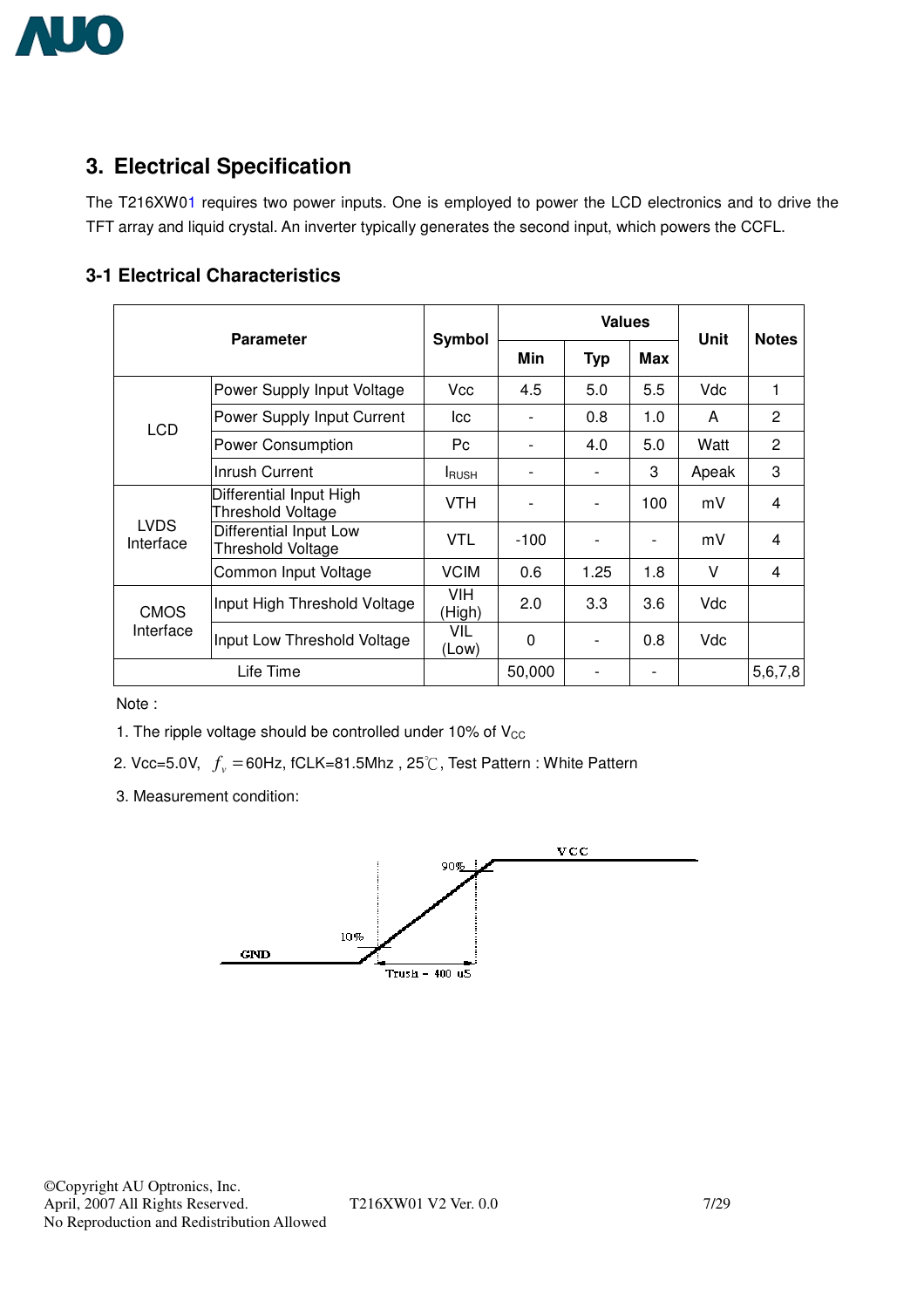## 3. Electrical Specification

The T216XW01 requires two power inputs. One is employed to power the LCD electronics and to drive the TFT array and liquid crystal. An inverter typically generates the second input, which powers the CCFL.

### 3-1 Electrical Characteristics

| Parameter | | Symbol | Values | | | Unit | Notes |
|---|---|---|---|---|---|---|---|
| | | | Min | Typ | Max | | |
| LCD | Power Supply Input Voltage | Vcc | 4.5 | 5.0 | 5.5 | Vdc | 1 |
| | Power Supply Input Current | Icc | - | 0.8 | 1.0 | A | 2 |
| | Power Consumption | Pc | - | 4.0 | 5.0 | Watt | 2 |
| | Inrush Current | $I_{RUSH}$ | - | - | 3 | Apeak | 3 |
| LVDS Interface | Differential Input High Threshold Voltage | VTH | - | - | 100 | mV | 4 |
| | Differential Input Low Threshold Voltage | VTL | -100 | - | - | mV | 4 |
| | Common Input Voltage | VCIM | 0.6 | 1.25 | 1.8 | V | 4 |
| CMOS Interface | Input High Threshold Voltage | VIH (High) | 2.0 | 3.3 | 3.6 | Vdc | |
| | Input Low Threshold Voltage | VIL (Low) | 0 | - | 0.8 | Vdc | |
| Life Time | | | 50,000 | - | - | | 5,6,7,8 |

Note :

1. The ripple voltage should be controlled under 10% of $V_{CC}$
2. Vcc=5.0V, $f_v$ =60Hz, fCLK=81.5Mhz , 25℃, Test Pattern : White Pattern
3. Measurement condition:

VCC, 90%, 10%, GND, Trush = 400 uS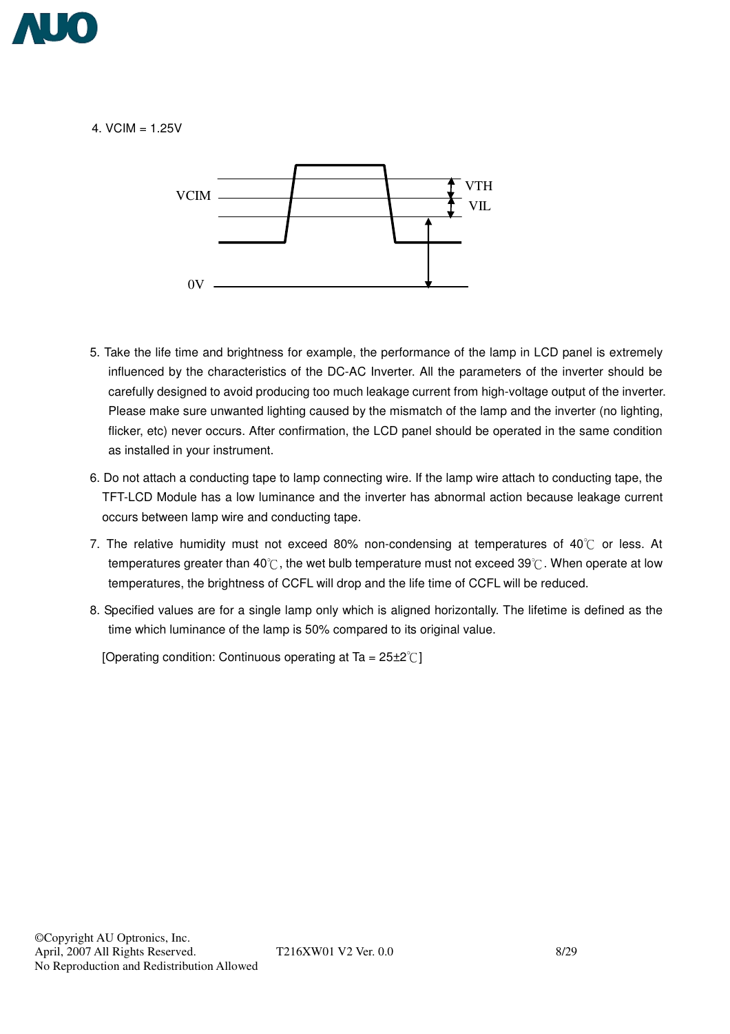4. VCIM = 1.25V

VCIM VTH VIL 0V

5. Take the life time and brightness for example, the performance of the lamp in LCD panel is extremely influenced by the characteristics of the DC-AC Inverter. All the parameters of the inverter should be carefully designed to avoid producing too much leakage current from high-voltage output of the inverter. Please make sure unwanted lighting caused by the mismatch of the lamp and the inverter (no lighting, flicker, etc) never occurs. After confirmation, the LCD panel should be operated in the same condition as installed in your instrument.

6. Do not attach a conducting tape to lamp connecting wire. If the lamp wire attach to conducting tape, the TFT-LCD Module has a low luminance and the inverter has abnormal action because leakage current occurs between lamp wire and conducting tape.

7. The relative humidity must not exceed 80% non-condensing at temperatures of 40℃ or less. At temperatures greater than 40℃, the wet bulb temperature must not exceed 39℃. When operate at low temperatures, the brightness of CCFL will drop and the life time of CCFL will be reduced.

8. Specified values are for a single lamp only which is aligned horizontally. The lifetime is defined as the time which luminance of the lamp is 50% compared to its original value.

[Operating condition: Continuous operating at Ta = 25±2℃]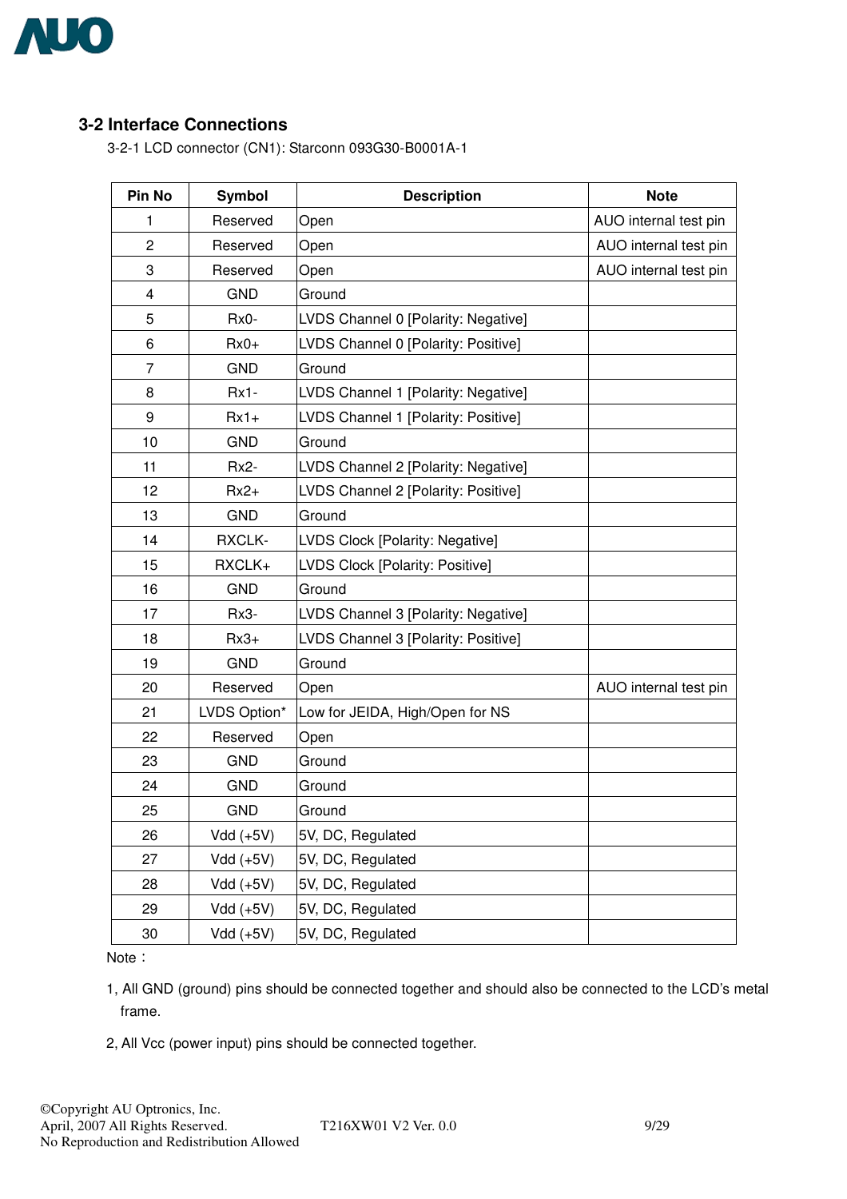## 3-2 Interface Connections

3-2-1 LCD connector (CN1): Starconn 093G30-B0001A-1

| Pin No | Symbol | Description | Note |
|---|---|---|---|
| 1 | Reserved | Open | AUO internal test pin |
| 2 | Reserved | Open | AUO internal test pin |
| 3 | Reserved | Open | AUO internal test pin |
| 4 | GND | Ground | |
| 5 | Rx0- | LVDS Channel 0 [Polarity: Negative] | |
| 6 | Rx0+ | LVDS Channel 0 [Polarity: Positive] | |
| 7 | GND | Ground | |
| 8 | Rx1- | LVDS Channel 1 [Polarity: Negative] | |
| 9 | Rx1+ | LVDS Channel 1 [Polarity: Positive] | |
| 10 | GND | Ground | |
| 11 | Rx2- | LVDS Channel 2 [Polarity: Negative] | |
| 12 | Rx2+ | LVDS Channel 2 [Polarity: Positive] | |
| 13 | GND | Ground | |
| 14 | RXCLK- | LVDS Clock [Polarity: Negative] | |
| 15 | RXCLK+ | LVDS Clock [Polarity: Positive] | |
| 16 | GND | Ground | |
| 17 | Rx3- | LVDS Channel 3 [Polarity: Negative] | |
| 18 | Rx3+ | LVDS Channel 3 [Polarity: Positive] | |
| 19 | GND | Ground | |
| 20 | Reserved | Open | AUO internal test pin |
| 21 | LVDS Option* | Low for JEIDA, High/Open for NS | |
| 22 | Reserved | Open | |
| 23 | GND | Ground | |
| 24 | GND | Ground | |
| 25 | GND | Ground | |
| 26 | Vdd (+5V) | 5V, DC, Regulated | |
| 27 | Vdd (+5V) | 5V, DC, Regulated | |
| 28 | Vdd (+5V) | 5V, DC, Regulated | |
| 29 | Vdd (+5V) | 5V, DC, Regulated | |
| 30 | Vdd (+5V) | 5V, DC, Regulated | |

Note：

1, All GND (ground) pins should be connected together and should also be connected to the LCD's metal frame.

2, All Vcc (power input) pins should be connected together.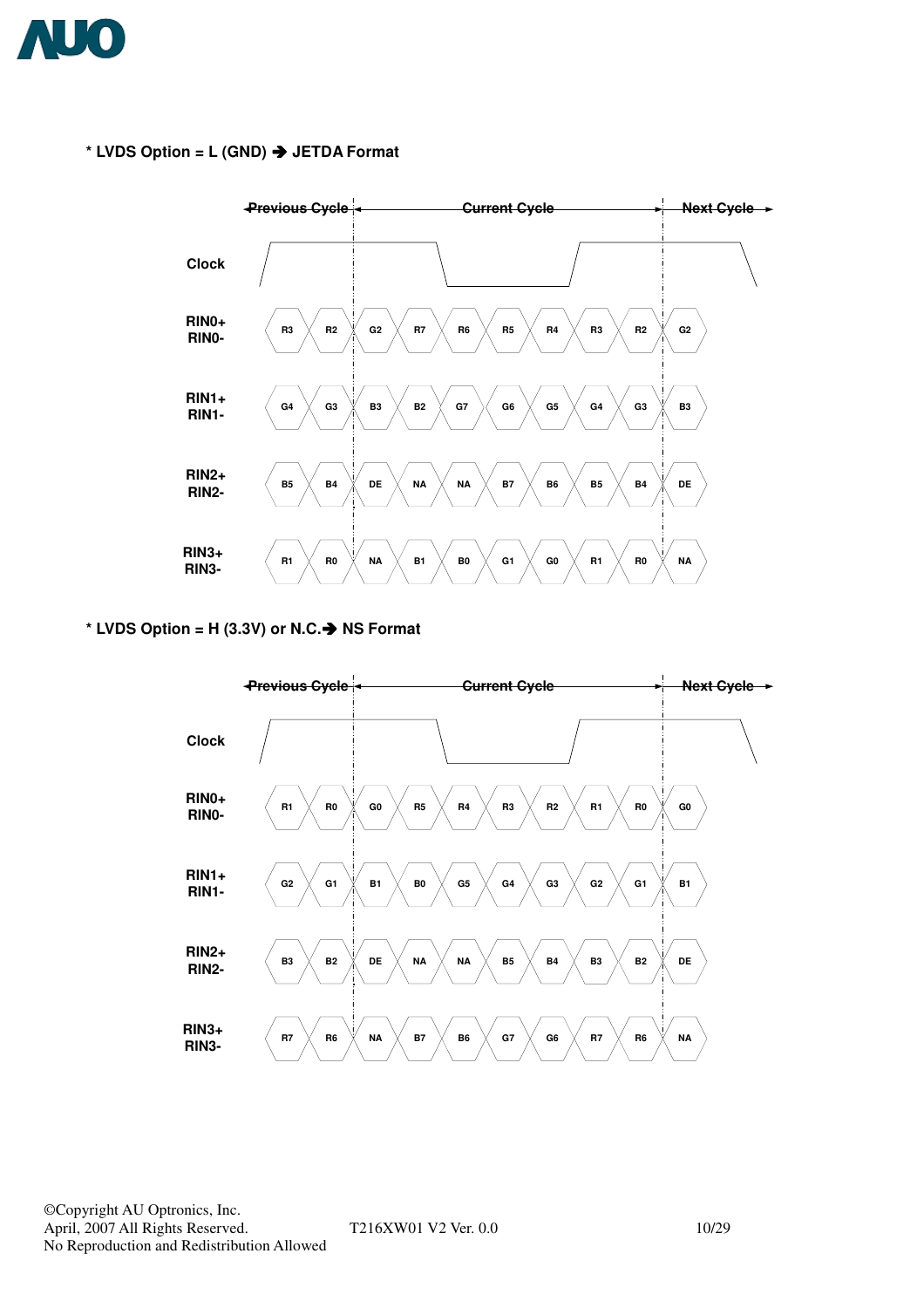* LVDS Option = L (GND) ➔ JETDA Format

| | Previous Cycle | | Current Cycle | | | | | | | Next Cycle |
|---|---|---|---|---|---|---|---|---|---|---|
| RIN0+ RIN0- | R3 | R2 | G2 | R7 | R6 | R5 | R4 | R3 | R2 | G2 |
| RIN1+ RIN1- | G4 | G3 | B3 | B2 | G7 | G6 | G5 | G4 | G3 | B3 |
| RIN2+ RIN2- | B5 | B4 | DE | NA | NA | B7 | B6 | B5 | B4 | DE |
| RIN3+ RIN3- | R1 | R0 | NA | B1 | B0 | G1 | G0 | R1 | R0 | NA |

* LVDS Option = H (3.3V) or N.C.➔ NS Format

| | Previous Cycle | | Current Cycle | | | | | | | Next Cycle |
|---|---|---|---|---|---|---|---|---|---|---|
| RIN0+ RIN0- | R1 | R0 | G0 | R5 | R4 | R3 | R2 | R1 | R0 | G0 |
| RIN1+ RIN1- | G2 | G1 | B1 | B0 | G5 | G4 | G3 | G2 | G1 | B1 |
| RIN2+ RIN2- | B3 | B2 | DE | NA | NA | B5 | B4 | B3 | B2 | DE |
| RIN3+ RIN3- | R7 | R6 | NA | B7 | B6 | G7 | G6 | R7 | R6 | NA |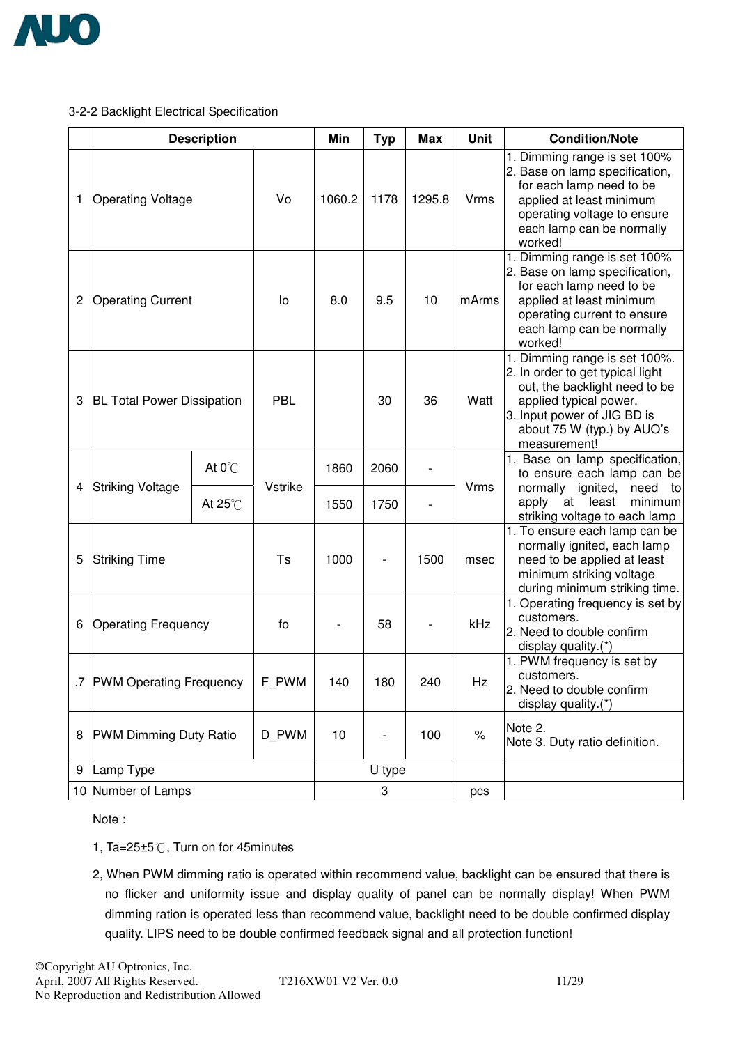3-2-2 Backlight Electrical Specification

| | Description | | | Min | Typ | Max | Unit | Condition/Note |
|---|---|---|---|---|---|---|---|---|
| 1 | Operating Voltage | | Vo | 1060.2 | 1178 | 1295.8 | Vrms | 1. Dimming range is set 100%<br>2. Base on lamp specification, for each lamp need to be applied at least minimum operating voltage to ensure each lamp can be normally worked! |
| 2 | Operating Current | | Io | 8.0 | 9.5 | 10 | mArms | 1. Dimming range is set 100%<br>2. Base on lamp specification, for each lamp need to be applied at least minimum operating current to ensure each lamp can be normally worked! |
| 3 | BL Total Power Dissipation | | PBL | | 30 | 36 | Watt | 1. Dimming range is set 100%.<br>2. In order to get typical light out, the backlight need to be applied typical power.<br>3. Input power of JIG BD is about 75 W (typ.) by AUO's measurement! |
| 4 | Striking Voltage | At 0℃ | Vstrike | 1860 | 2060 | - | Vrms | 1. Base on lamp specification, to ensure each lamp can be normally ignited, need to apply at least minimum striking voltage to each lamp |
| | | At 25℃ | | 1550 | 1750 | - | | |
| 5 | Striking Time | | Ts | 1000 | - | 1500 | msec | 1. To ensure each lamp can be normally ignited, each lamp need to be applied at least minimum striking voltage during minimum striking time. |
| 6 | Operating Frequency | | fo | - | 58 | - | kHz | 1. Operating frequency is set by customers.<br>2. Need to double confirm display quality.(*) |
| .7 | PWM Operating Frequency | | F_PWM | 140 | 180 | 240 | Hz | 1. PWM frequency is set by customers.<br>2. Need to double confirm display quality.(*) |
| 8 | PWM Dimming Duty Ratio | | D_PWM | 10 | - | 100 | % | Note 2.<br>Note 3. Duty ratio definition. |
| 9 | Lamp Type | | | U type | | | | |
| 10 | Number of Lamps | | | 3 | | | pcs | |

Note :

1, Ta=25±5℃, Turn on for 45minutes

2, When PWM dimming ratio is operated within recommend value, backlight can be ensured that there is no flicker and uniformity issue and display quality of panel can be normally display! When PWM dimming ration is operated less than recommend value, backlight need to be double confirmed display quality. LIPS need to be double confirmed feedback signal and all protection function!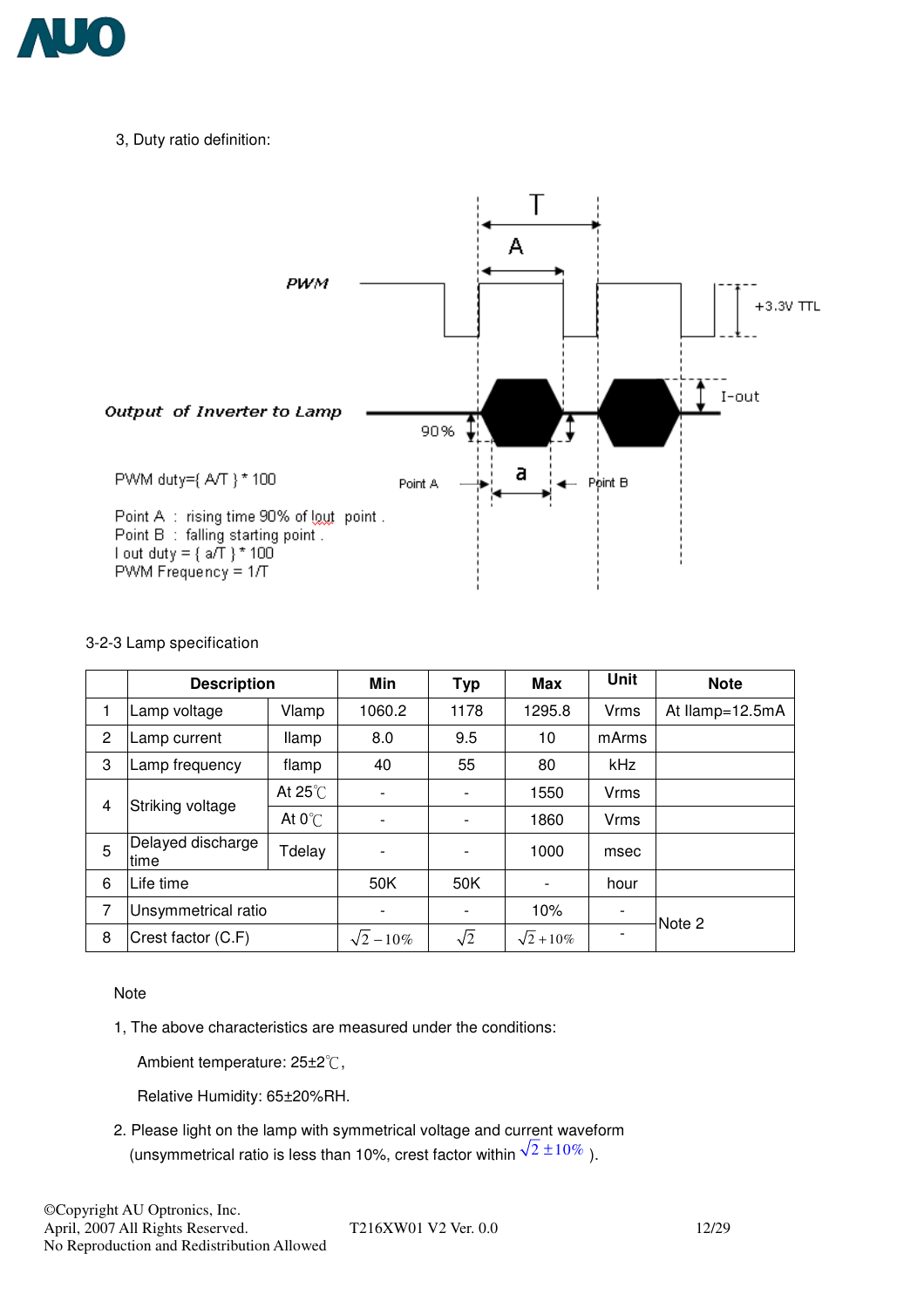3, Duty ratio definition:

PWM

+3.3V TTL

Output of Inverter to Lamp

I-out

90%

Point A　　a　　Point B

PWM duty={ A/T } * 100

Point A : rising time 90% of Iout point .
Point B : falling starting point .
I out duty = { a/T } * 100
PWM Frequency = 1/T

3-2-3 Lamp specification

| | Description | | Min | Typ | Max | Unit | Note |
|---|---|---|---|---|---|---|---|
| 1 | Lamp voltage | Vlamp | 1060.2 | 1178 | 1295.8 | Vrms | At Ilamp=12.5mA |
| 2 | Lamp current | Ilamp | 8.0 | 9.5 | 10 | mArms | |
| 3 | Lamp frequency | flamp | 40 | 55 | 80 | kHz | |
| 4 | Striking voltage | At 25℃ | - | - | 1550 | Vrms | |
| | | At 0℃ | - | - | 1860 | Vrms | |
| 5 | Delayed discharge time | Tdelay | - | - | 1000 | msec | |
| 6 | Life time | | 50K | 50K | - | hour | |
| 7 | Unsymmetrical ratio | | - | - | 10% | - | Note 2 |
| 8 | Crest factor (C.F) | | $\sqrt{2}-10\%$ | $\sqrt{2}$ | $\sqrt{2}+10\%$ | - | |

Note

1, The above characteristics are measured under the conditions:

Ambient temperature: 25±2℃,

Relative Humidity: 65±20%RH.

2. Please light on the lamp with symmetrical voltage and current waveform (unsymmetrical ratio is less than 10%, crest factor within $\sqrt{2}\pm10\%$ ).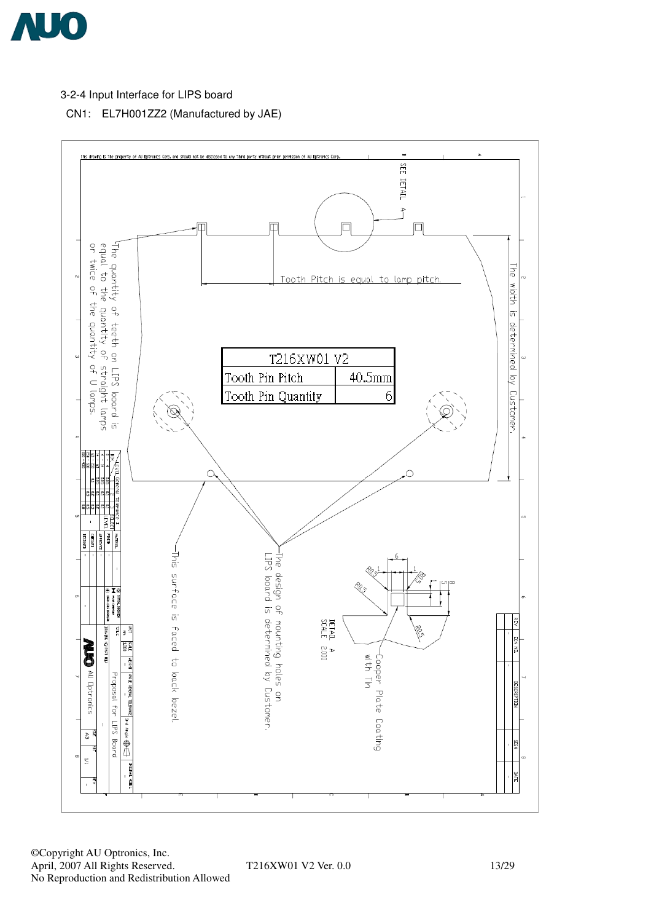3-2-4 Input Interface for LIPS board

CN1: EL7H001ZZ2 (Manufactured by JAE)

This drawing is the property of AU Optronics Corp. and should not be disclosed to any third party without prior permission of AU Optronics Corp.

SEE DETAIL A

Tooth Pitch is equal to lamp pitch.

The width is determined by Customer.

The quantity of teeth on LIPS board is equal to the quantity of straight lamps or twice of the quantity of U lamps.

| T216XW01 V2 | |
|---|---|
| Tooth Pin Pitch | 40.5mm |
| Tooth Pin Quantity | 6 |

This surface is faced to back bezel.

The design of mounting holes on LIPS board is determined by Customer.

DETAIL A
SCALE 2.000

Cooper Plate Coating with Tin

Proposal For LIPS Board

AU Optronics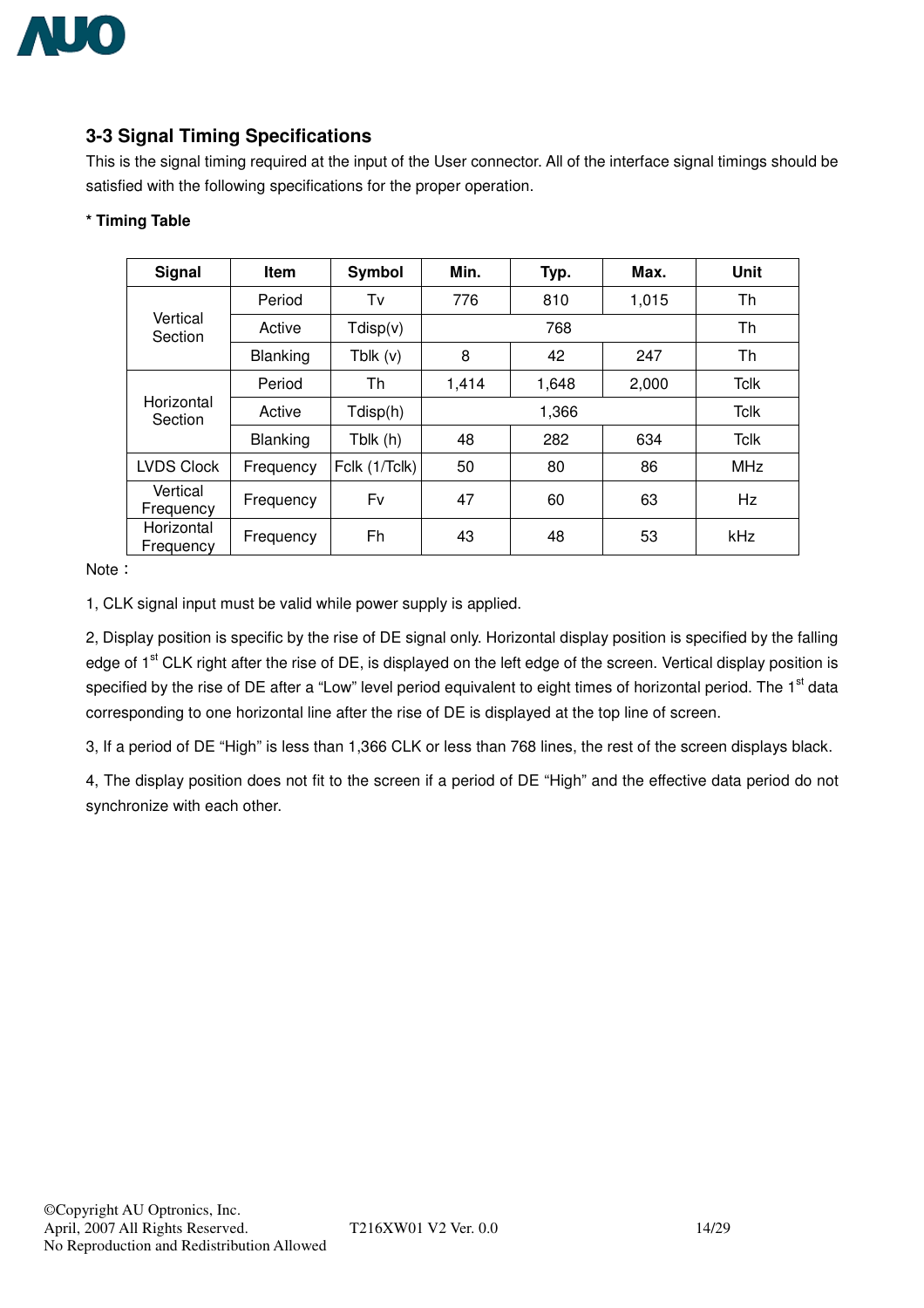## 3-3 Signal Timing Specifications

This is the signal timing required at the input of the User connector. All of the interface signal timings should be satisfied with the following specifications for the proper operation.

**\* Timing Table**

| Signal | Item | Symbol | Min. | Typ. | Max. | Unit |
|---|---|---|---|---|---|---|
| Vertical Section | Period | Tv | 776 | 810 | 1,015 | Th |
| | Active | Tdisp(v) | | 768 | | Th |
| | Blanking | Tblk (v) | 8 | 42 | 247 | Th |
| Horizontal Section | Period | Th | 1,414 | 1,648 | 2,000 | Tclk |
| | Active | Tdisp(h) | | 1,366 | | Tclk |
| | Blanking | Tblk (h) | 48 | 282 | 634 | Tclk |
| LVDS Clock | Frequency | Fclk (1/Tclk) | 50 | 80 | 86 | MHz |
| Vertical Frequency | Frequency | Fv | 47 | 60 | 63 | Hz |
| Horizontal Frequency | Frequency | Fh | 43 | 48 | 53 | kHz |

Note：

1, CLK signal input must be valid while power supply is applied.

2, Display position is specific by the rise of DE signal only. Horizontal display position is specified by the falling edge of 1st CLK right after the rise of DE, is displayed on the left edge of the screen. Vertical display position is specified by the rise of DE after a "Low" level period equivalent to eight times of horizontal period. The 1st data corresponding to one horizontal line after the rise of DE is displayed at the top line of screen.

3, If a period of DE "High" is less than 1,366 CLK or less than 768 lines, the rest of the screen displays black.

4, The display position does not fit to the screen if a period of DE "High" and the effective data period do not synchronize with each other.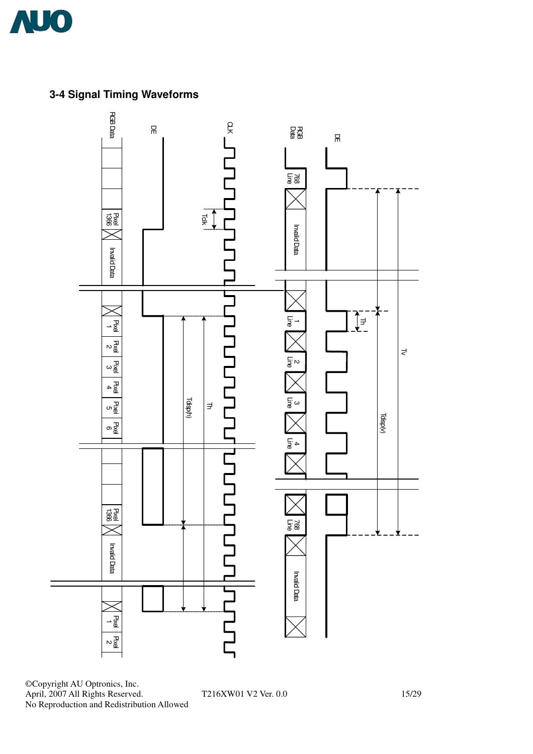### 3-4 Signal Timing Waveforms

RGB Data

DE

CLK

Tclk

Pixel 1366

Invalid Data

Pixel 1

Pixel 2

Pixel 3

Pixel 4

Pixel 5

Pixel 6

Tdisp(h)

Th

Pixel 1366

Invalid Data

Pixel 1

Pixel 2

RGB Data

DE

768 Line

Invalid Data

1 Line

2 Line

3 Line

4 Line

Th

Tv

Tdisp(v)

768 Line

Invalid Data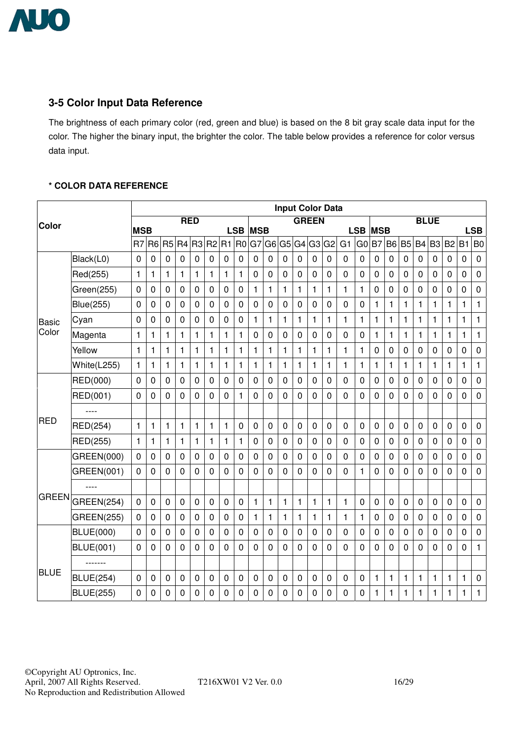## 3-5 Color Input Data Reference

The brightness of each primary color (red, green and blue) is based on the 8 bit gray scale data input for the color. The higher the binary input, the brighter the color. The table below provides a reference for color versus data input.

**\* COLOR DATA REFERENCE**

| Color | | Input Color Data | | | | | | | | | | | | | | | | | | | | | | | |
|---|---|---|---|---|---|---|---|---|---|---|---|---|---|---|---|---|---|---|---|---|---|---|---|---|---|
| | | RED MSB | | | | | | | LSB | GREEN MSB | | | | | | | LSB | BLUE MSB | | | | | | | LSB |
| | | R7 | R6 | R5 | R4 | R3 | R2 | R1 | R0 | G7 | G6 | G5 | G4 | G3 | G2 | G1 | G0 | B7 | B6 | B5 | B4 | B3 | B2 | B1 | B0 |
| Basic Color | Black(L0) | 0 | 0 | 0 | 0 | 0 | 0 | 0 | 0 | 0 | 0 | 0 | 0 | 0 | 0 | 0 | 0 | 0 | 0 | 0 | 0 | 0 | 0 | 0 | 0 |
| | Red(255) | 1 | 1 | 1 | 1 | 1 | 1 | 1 | 1 | 0 | 0 | 0 | 0 | 0 | 0 | 0 | 0 | 0 | 0 | 0 | 0 | 0 | 0 | 0 | 0 |
| | Green(255) | 0 | 0 | 0 | 0 | 0 | 0 | 0 | 0 | 1 | 1 | 1 | 1 | 1 | 1 | 1 | 1 | 0 | 0 | 0 | 0 | 0 | 0 | 0 | 0 |
| | Blue(255) | 0 | 0 | 0 | 0 | 0 | 0 | 0 | 0 | 0 | 0 | 0 | 0 | 0 | 0 | 0 | 0 | 1 | 1 | 1 | 1 | 1 | 1 | 1 | 1 |
| | Cyan | 0 | 0 | 0 | 0 | 0 | 0 | 0 | 0 | 1 | 1 | 1 | 1 | 1 | 1 | 1 | 1 | 1 | 1 | 1 | 1 | 1 | 1 | 1 | 1 |
| | Magenta | 1 | 1 | 1 | 1 | 1 | 1 | 1 | 1 | 0 | 0 | 0 | 0 | 0 | 0 | 0 | 0 | 1 | 1 | 1 | 1 | 1 | 1 | 1 | 1 |
| | Yellow | 1 | 1 | 1 | 1 | 1 | 1 | 1 | 1 | 1 | 1 | 1 | 1 | 1 | 1 | 1 | 1 | 0 | 0 | 0 | 0 | 0 | 0 | 0 | 0 |
| | White(L255) | 1 | 1 | 1 | 1 | 1 | 1 | 1 | 1 | 1 | 1 | 1 | 1 | 1 | 1 | 1 | 1 | 1 | 1 | 1 | 1 | 1 | 1 | 1 | 1 |
| RED | RED(000) | 0 | 0 | 0 | 0 | 0 | 0 | 0 | 0 | 0 | 0 | 0 | 0 | 0 | 0 | 0 | 0 | 0 | 0 | 0 | 0 | 0 | 0 | 0 | 0 |
| | RED(001) | 0 | 0 | 0 | 0 | 0 | 0 | 0 | 1 | 0 | 0 | 0 | 0 | 0 | 0 | 0 | 0 | 0 | 0 | 0 | 0 | 0 | 0 | 0 | 0 |
| | ---- | | | | | | | | | | | | | | | | | | | | | | | | |
| | RED(254) | 1 | 1 | 1 | 1 | 1 | 1 | 1 | 0 | 0 | 0 | 0 | 0 | 0 | 0 | 0 | 0 | 0 | 0 | 0 | 0 | 0 | 0 | 0 | 0 |
| | RED(255) | 1 | 1 | 1 | 1 | 1 | 1 | 1 | 1 | 0 | 0 | 0 | 0 | 0 | 0 | 0 | 0 | 0 | 0 | 0 | 0 | 0 | 0 | 0 | 0 |
| GREEN | GREEN(000) | 0 | 0 | 0 | 0 | 0 | 0 | 0 | 0 | 0 | 0 | 0 | 0 | 0 | 0 | 0 | 0 | 0 | 0 | 0 | 0 | 0 | 0 | 0 | 0 |
| | GREEN(001) | 0 | 0 | 0 | 0 | 0 | 0 | 0 | 0 | 0 | 0 | 0 | 0 | 0 | 0 | 0 | 1 | 0 | 0 | 0 | 0 | 0 | 0 | 0 | 0 |
| | ---- | | | | | | | | | | | | | | | | | | | | | | | | |
| | GREEN(254) | 0 | 0 | 0 | 0 | 0 | 0 | 0 | 0 | 1 | 1 | 1 | 1 | 1 | 1 | 1 | 0 | 0 | 0 | 0 | 0 | 0 | 0 | 0 | 0 |
| | GREEN(255) | 0 | 0 | 0 | 0 | 0 | 0 | 0 | 0 | 1 | 1 | 1 | 1 | 1 | 1 | 1 | 1 | 0 | 0 | 0 | 0 | 0 | 0 | 0 | 0 |
| BLUE | BLUE(000) | 0 | 0 | 0 | 0 | 0 | 0 | 0 | 0 | 0 | 0 | 0 | 0 | 0 | 0 | 0 | 0 | 0 | 0 | 0 | 0 | 0 | 0 | 0 | 0 |
| | BLUE(001) | 0 | 0 | 0 | 0 | 0 | 0 | 0 | 0 | 0 | 0 | 0 | 0 | 0 | 0 | 0 | 0 | 0 | 0 | 0 | 0 | 0 | 0 | 0 | 1 |
| | ------- | | | | | | | | | | | | | | | | | | | | | | | | |
| | BLUE(254) | 0 | 0 | 0 | 0 | 0 | 0 | 0 | 0 | 0 | 0 | 0 | 0 | 0 | 0 | 0 | 0 | 1 | 1 | 1 | 1 | 1 | 1 | 1 | 0 |
| | BLUE(255) | 0 | 0 | 0 | 0 | 0 | 0 | 0 | 0 | 0 | 0 | 0 | 0 | 0 | 0 | 0 | 0 | 1 | 1 | 1 | 1 | 1 | 1 | 1 | 1 |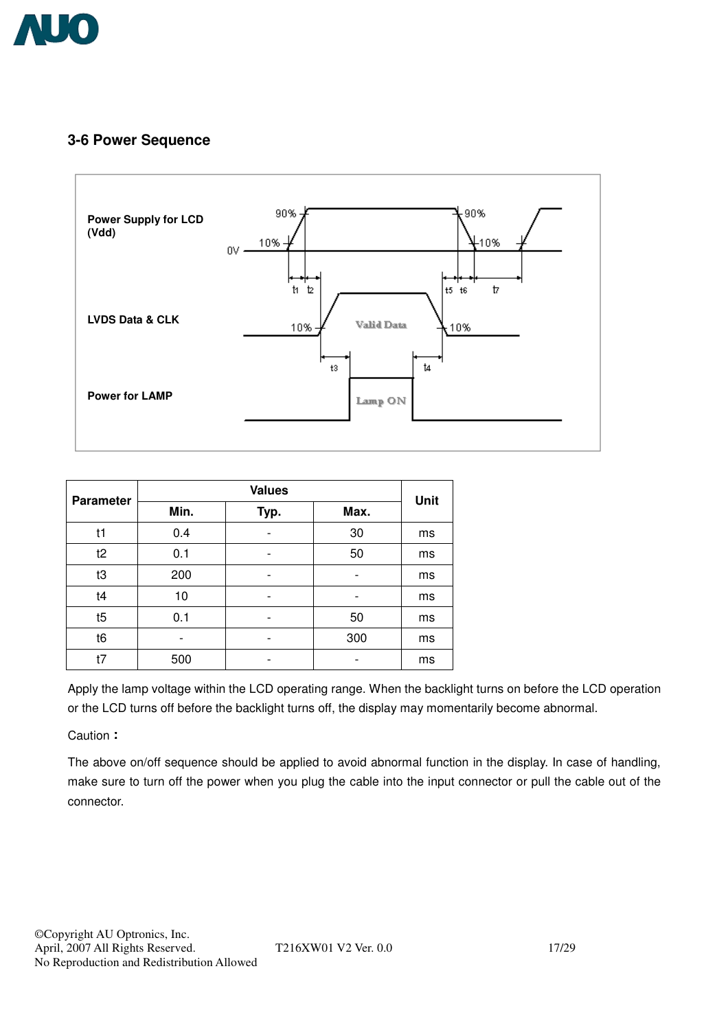## 3-6 Power Sequence

| Parameter | Values | | | Unit |
|---|---|---|---|---|
| | Min. | Typ. | Max. | |
| t1 | 0.4 | - | 30 | ms |
| t2 | 0.1 | - | 50 | ms |
| t3 | 200 | - | - | ms |
| t4 | 10 | - | - | ms |
| t5 | 0.1 | - | 50 | ms |
| t6 | - | - | 300 | ms |
| t7 | 500 | - | - | ms |

Apply the lamp voltage within the LCD operating range. When the backlight turns on before the LCD operation or the LCD turns off before the backlight turns off, the display may momentarily become abnormal.

Caution：

The above on/off sequence should be applied to avoid abnormal function in the display. In case of handling, make sure to turn off the power when you plug the cable into the input connector or pull the cable out of the connector.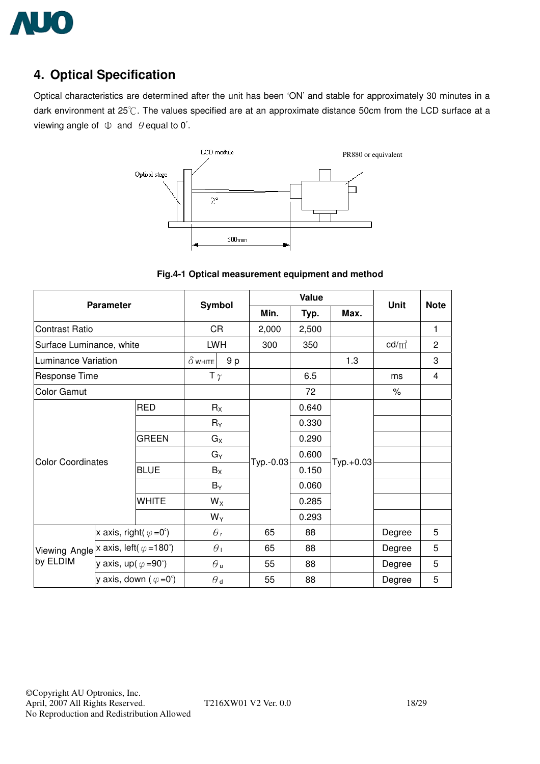## 4. Optical Specification

Optical characteristics are determined after the unit has been 'ON' and stable for approximately 30 minutes in a dark environment at 25℃. The values specified are at an approximate distance 50cm from the LCD surface at a viewing angle of Φ and θ equal to 0°.

Fig.4-1 Optical measurement equipment and method

| Parameter | | Symbol | Value | | | Unit | Note |
|---|---|---|---|---|---|---|---|
| | | | Min. | Typ. | Max. | | |
| Contrast Ratio | | CR | 2,000 | 2,500 | | | 1 |
| Surface Luminance, white | | LWH | 300 | 350 | | cd/㎡ | 2 |
| Luminance Variation | | $\delta_{WHITE}$ 9 p | | | 1.3 | | 3 |
| Response Time | | T $\gamma$ | | 6.5 | | ms | 4 |
| Color Gamut | | | | 72 | | % | |
| Color Coordinates | RED | $R_X$ | Typ.-0.03 | 0.640 | Typ.+0.03 | | |
| | | $R_Y$ | | 0.330 | | | |
| | GREEN | $G_X$ | | 0.290 | | | |
| | | $G_Y$ | | 0.600 | | | |
| | BLUE | $B_X$ | | 0.150 | | | |
| | | $B_Y$ | | 0.060 | | | |
| | WHITE | $W_X$ | | 0.285 | | | |
| | | $W_Y$ | | 0.293 | | | |
| Viewing Angle by ELDIM | x axis, right( $\varphi$ =0°) | $\theta_r$ | 65 | 88 | | Degree | 5 |
| | x axis, left( $\varphi$ =180°) | $\theta_l$ | 65 | 88 | | Degree | 5 |
| | y axis, up( $\varphi$ =90°) | $\theta_u$ | 55 | 88 | | Degree | 5 |
| | y axis, down ( $\varphi$ =0°) | $\theta_d$ | 55 | 88 | | Degree | 5 |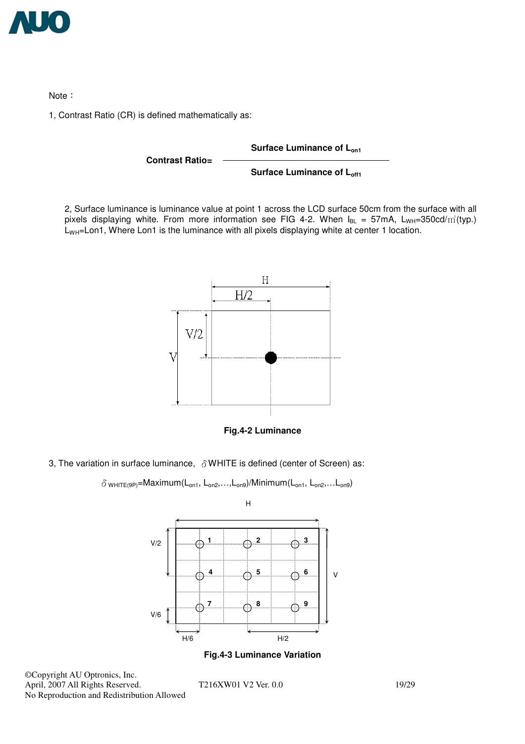Note：

1, Contrast Ratio (CR) is defined mathematically as:

$$\text{Contrast Ratio} = \frac{\text{Surface Luminance of } L_{on1}}{\text{Surface Luminance of } L_{off1}}$$

2, Surface luminance is luminance value at point 1 across the LCD surface 50cm from the surface with all pixels displaying white. From more information see FIG 4-2. When $I_{BL}$ = 57mA, $L_{WH}$=350cd/m²(typ.) $L_{WH}$=Lon1, Where Lon1 is the luminance with all pixels displaying white at center 1 location.

Fig.4-2 Luminance

3, The variation in surface luminance, $\delta$WHITE is defined (center of Screen) as:

$$\delta_{WHITE(9P)} = \text{Maximum}(L_{on1}, L_{on2}, \ldots, L_{on9}) / \text{Minimum}(L_{on1}, L_{on2}, \ldots L_{on9})$$

Fig.4-3 Luminance Variation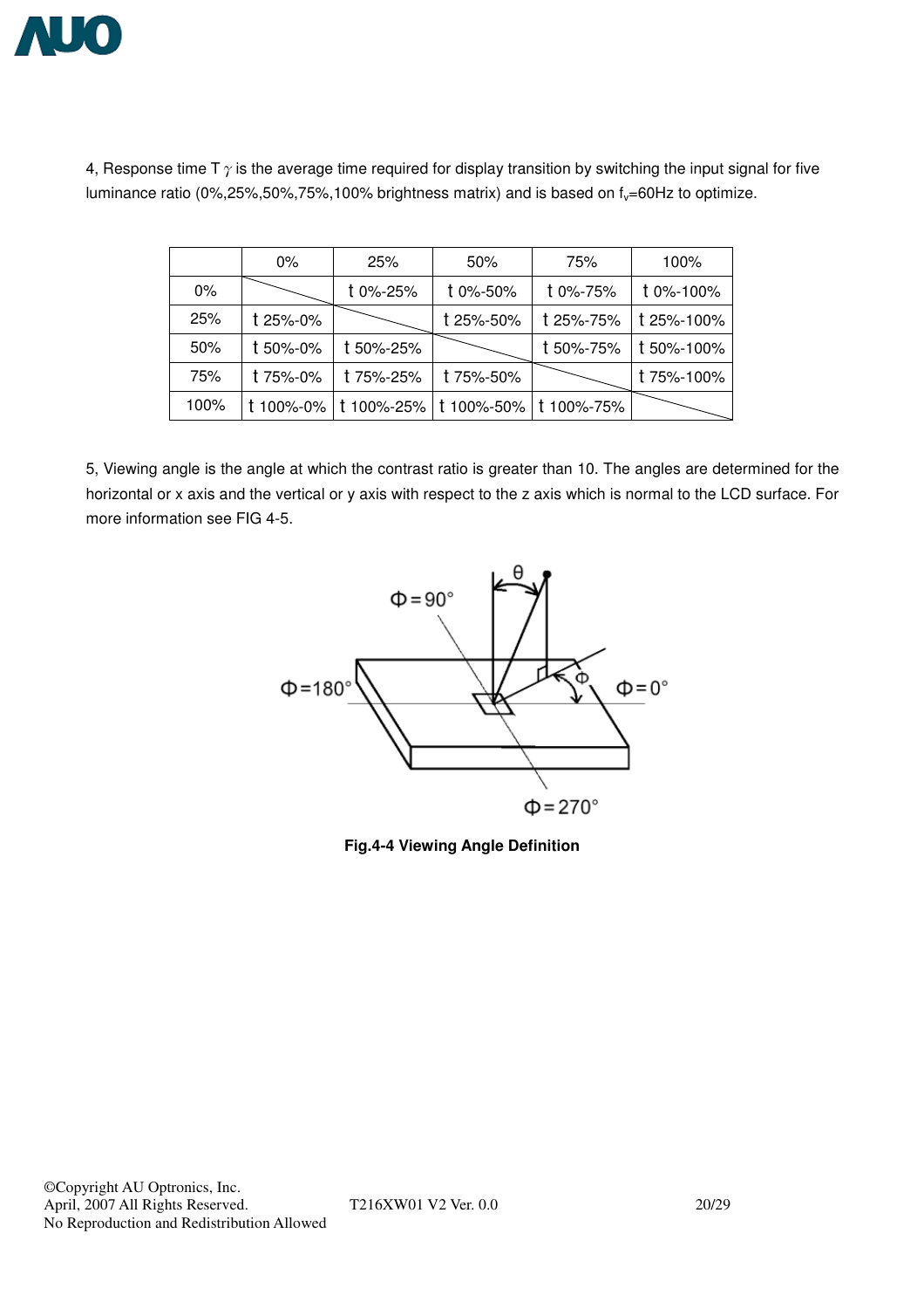4, Response time T $\gamma$ is the average time required for display transition by switching the input signal for five luminance ratio (0%,25%,50%,75%,100% brightness matrix) and is based on $f_v$=60Hz to optimize.

| | 0% | 25% | 50% | 75% | 100% |
|---|---|---|---|---|---|
| 0% | | t 0%-25% | t 0%-50% | t 0%-75% | t 0%-100% |
| 25% | t 25%-0% | | t 25%-50% | t 25%-75% | t 25%-100% |
| 50% | t 50%-0% | t 50%-25% | | t 50%-75% | t 50%-100% |
| 75% | t 75%-0% | t 75%-25% | t 75%-50% | | t 75%-100% |
| 100% | t 100%-0% | t 100%-25% | t 100%-50% | t 100%-75% | |

5, Viewing angle is the angle at which the contrast ratio is greater than 10. The angles are determined for the horizontal or x axis and the vertical or y axis with respect to the z axis which is normal to the LCD surface. For more information see FIG 4-5.

**Fig.4-4 Viewing Angle Definition**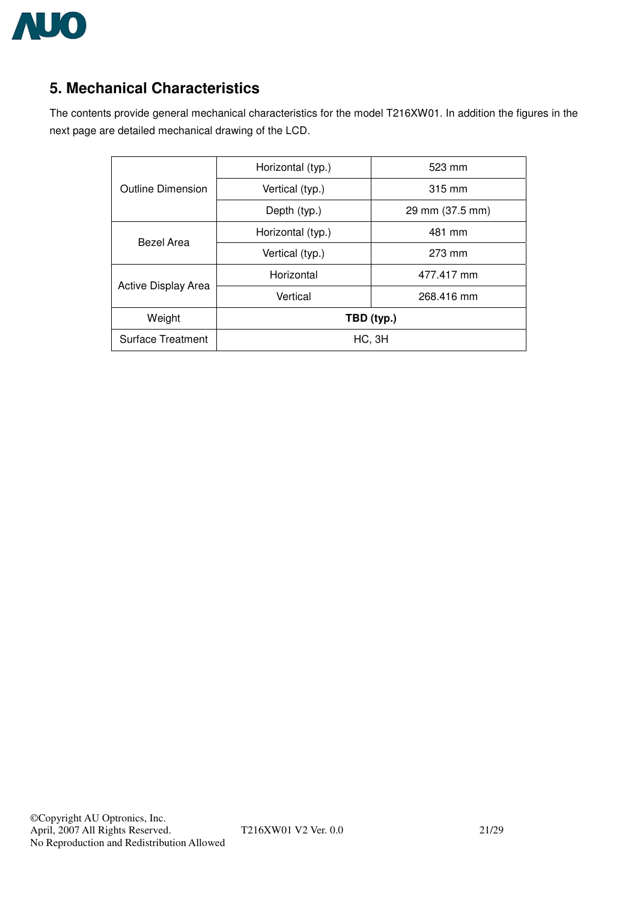## 5. Mechanical Characteristics

The contents provide general mechanical characteristics for the model T216XW01. In addition the figures in the next page are detailed mechanical drawing of the LCD.

| | | |
|---|---|---|
| Outline Dimension | Horizontal (typ.) | 523 mm |
| | Vertical (typ.) | 315 mm |
| | Depth (typ.) | 29 mm (37.5 mm) |
| Bezel Area | Horizontal (typ.) | 481 mm |
| | Vertical (typ.) | 273 mm |
| Active Display Area | Horizontal | 477.417 mm |
| | Vertical | 268.416 mm |
| Weight | **TBD (typ.)** | |
| Surface Treatment | HC, 3H | |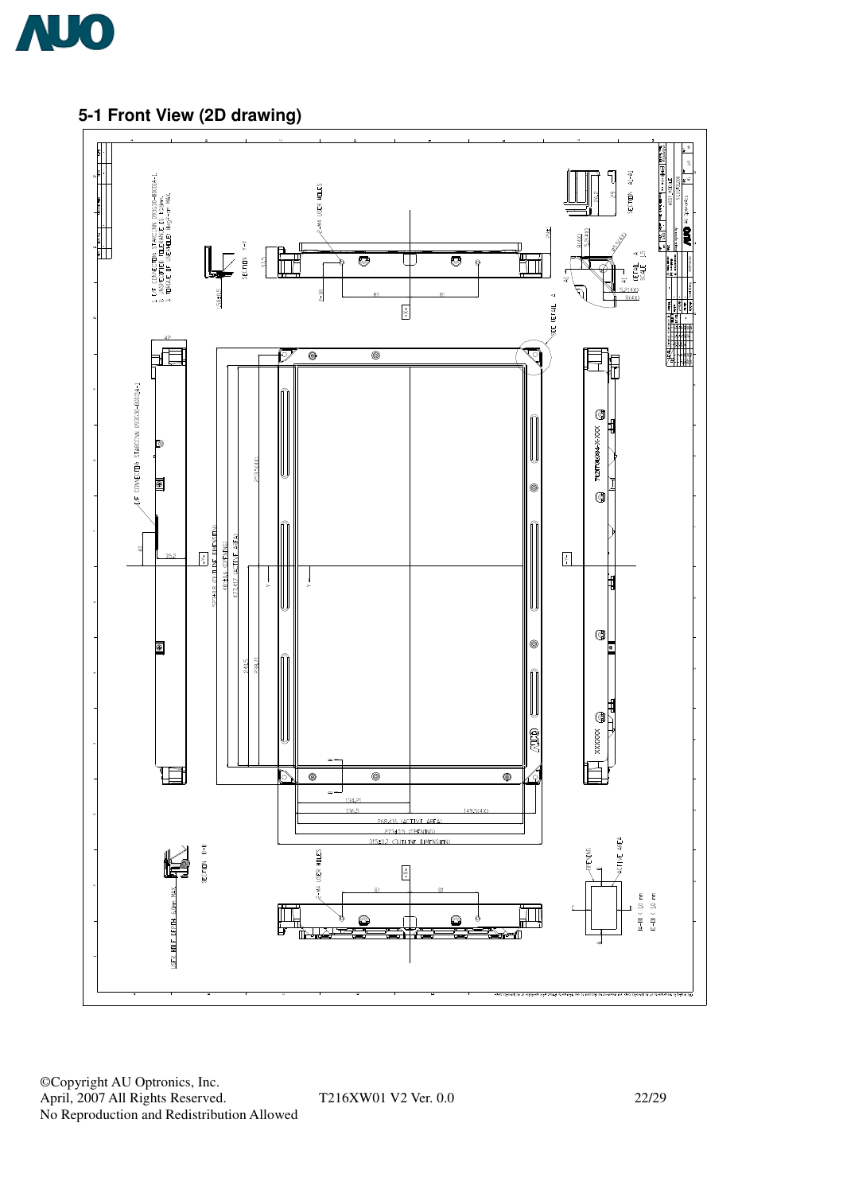## 5-1 Front View (2D drawing)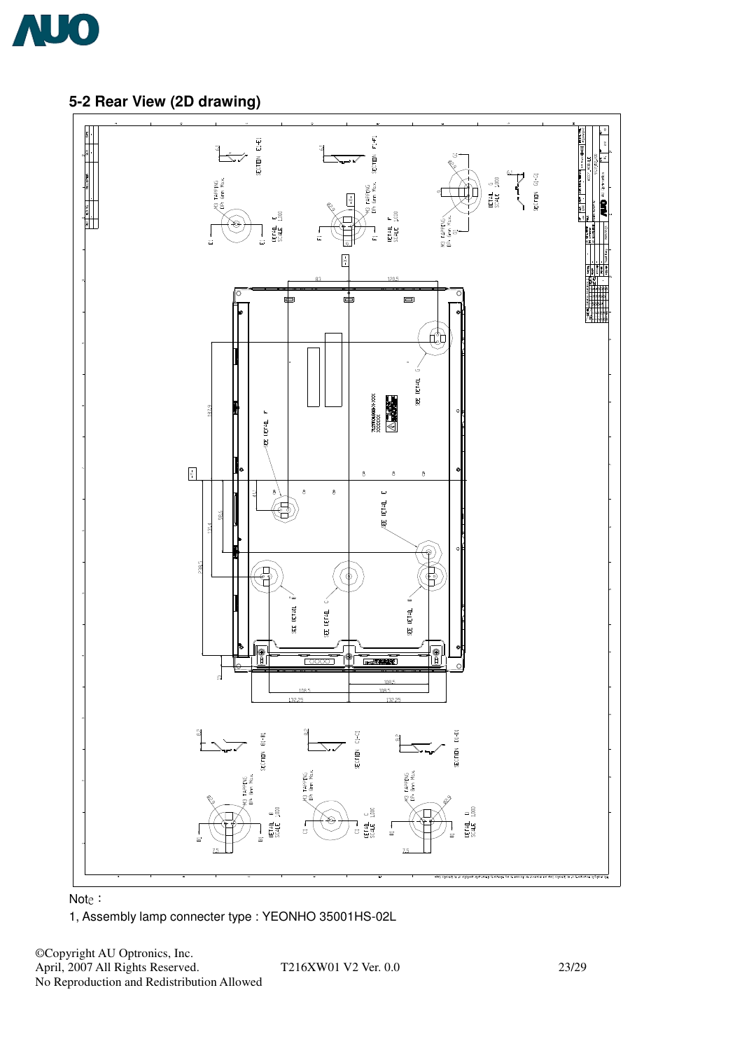## 5-2 Rear View (2D drawing)

Note：

1, Assembly lamp connecter type : YEONHO 35001HS-02L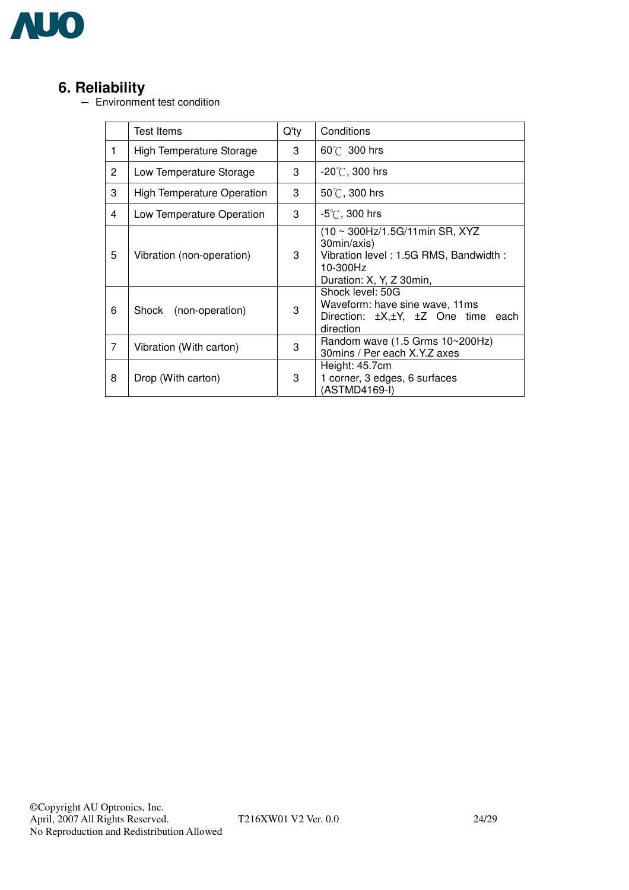# 6. Reliability

– Environment test condition

| | Test Items | Q'ty | Conditions |
|---|---|---|---|
| 1 | High Temperature Storage | 3 | 60℃ 300 hrs |
| 2 | Low Temperature Storage | 3 | -20℃, 300 hrs |
| 3 | High Temperature Operation | 3 | 50℃, 300 hrs |
| 4 | Low Temperature Operation | 3 | -5℃, 300 hrs |
| 5 | Vibration (non-operation) | 3 | (10 ~ 300Hz/1.5G/11min SR, XYZ 30min/axis)<br>Vibration level : 1.5G RMS, Bandwidth : 10-300Hz<br>Duration: X, Y, Z 30min, |
| 6 | Shock (non-operation) | 3 | Shock level: 50G<br>Waveform: have sine wave, 11ms<br>Direction: ±X,±Y, ±Z One time each direction |
| 7 | Vibration (With carton) | 3 | Random wave (1.5 Grms 10~200Hz)<br>30mins / Per each X.Y.Z axes |
| 8 | Drop (With carton) | 3 | Height: 45.7cm<br>1 corner, 3 edges, 6 surfaces<br>(ASTMD4169-I) |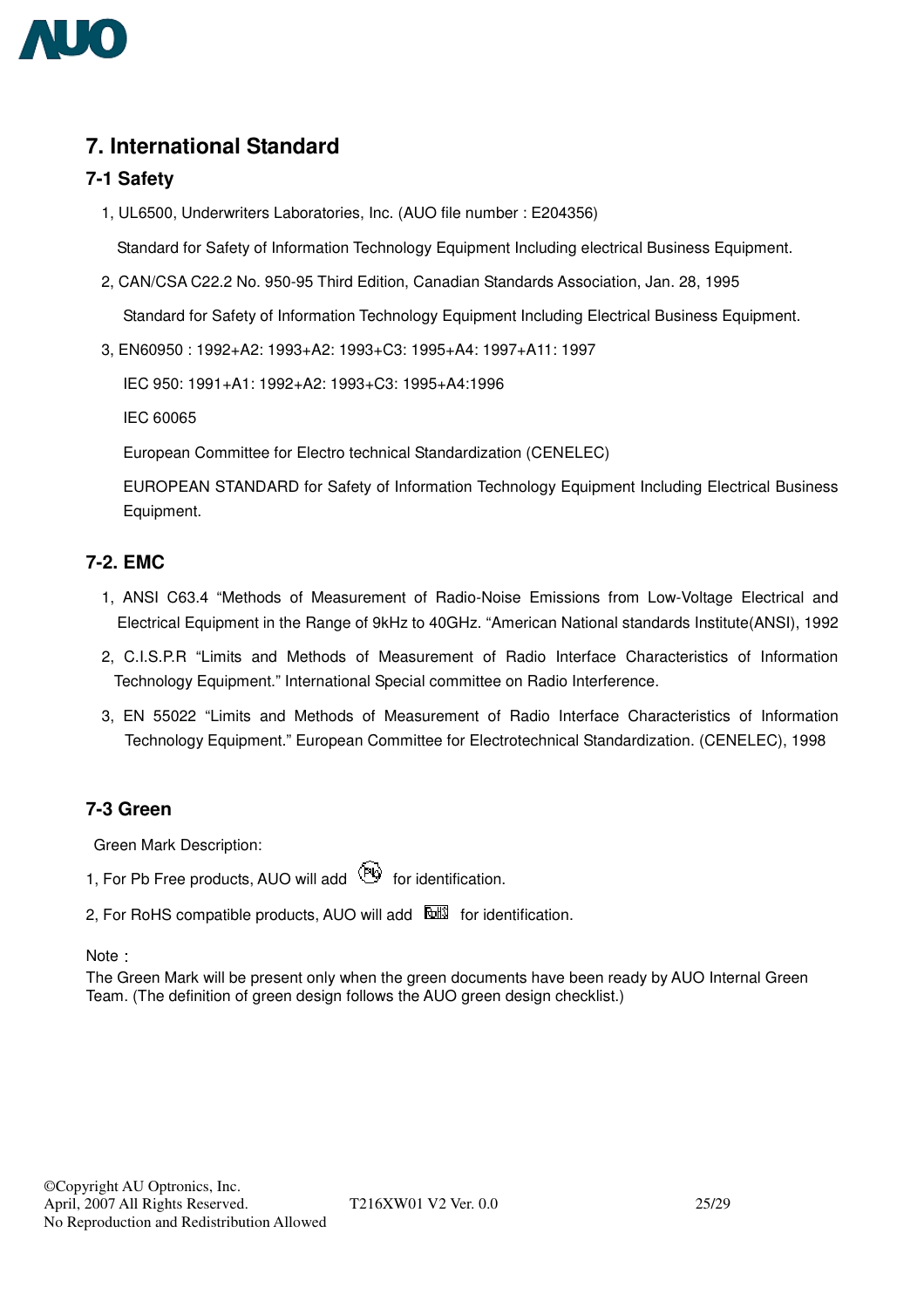## 7. International Standard

### 7-1 Safety

1, UL6500, Underwriters Laboratories, Inc. (AUO file number : E204356)

Standard for Safety of Information Technology Equipment Including electrical Business Equipment.

2, CAN/CSA C22.2 No. 950-95 Third Edition, Canadian Standards Association, Jan. 28, 1995

Standard for Safety of Information Technology Equipment Including Electrical Business Equipment.

3, EN60950 : 1992+A2: 1993+A2: 1993+C3: 1995+A4: 1997+A11: 1997

IEC 950: 1991+A1: 1992+A2: 1993+C3: 1995+A4:1996

IEC 60065

European Committee for Electro technical Standardization (CENELEC)

EUROPEAN STANDARD for Safety of Information Technology Equipment Including Electrical Business Equipment.

### 7-2. EMC

1, ANSI C63.4 "Methods of Measurement of Radio-Noise Emissions from Low-Voltage Electrical and Electrical Equipment in the Range of 9kHz to 40GHz. "American National standards Institute(ANSI), 1992

2, C.I.S.P.R "Limits and Methods of Measurement of Radio Interface Characteristics of Information Technology Equipment." International Special committee on Radio Interference.

3, EN 55022 "Limits and Methods of Measurement of Radio Interface Characteristics of Information Technology Equipment." European Committee for Electrotechnical Standardization. (CENELEC), 1998

### 7-3 Green

Green Mark Description:

1, For Pb Free products, AUO will add (Pb) for identification.

2, For RoHS compatible products, AUO will add (RoHS) for identification.

Note：
The Green Mark will be present only when the green documents have been ready by AUO Internal Green Team. (The definition of green design follows the AUO green design checklist.)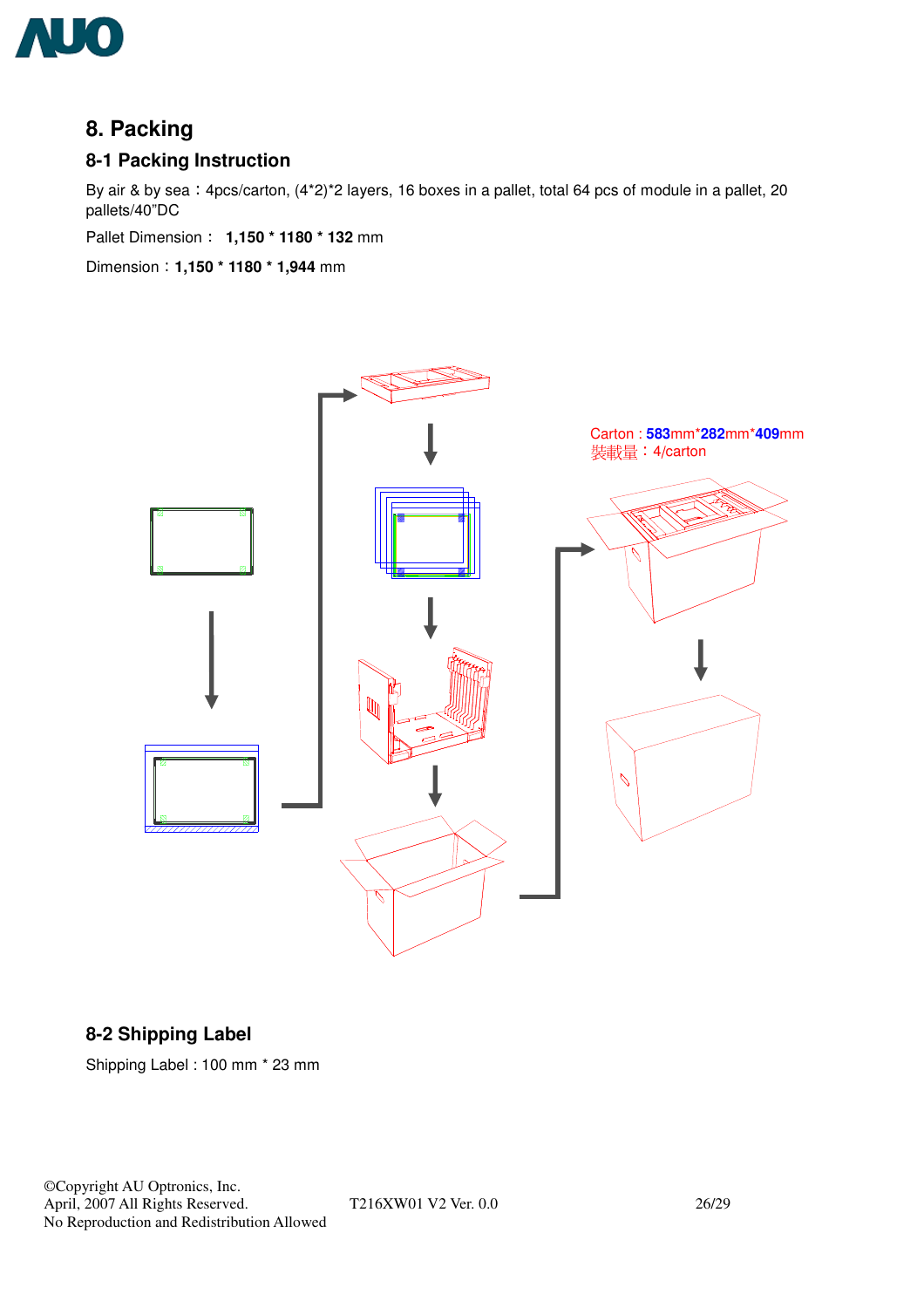# 8. Packing

## 8-1 Packing Instruction

By air & by sea：4pcs/carton, (4*2)*2 layers, 16 boxes in a pallet, total 64 pcs of module in a pallet, 20 pallets/40"DC

Pallet Dimension： **1,150** * **1180** * **132** mm

Dimension：**1,150** * **1180** * **1,944** mm

Carton : **583**mm*​**282**mm*​**409**mm
裝載量：4/carton

## 8-2 Shipping Label

Shipping Label : 100 mm * 23 mm

©Copyright AU Optronics, Inc.
April, 2007 All Rights Reserved.
No Reproduction and Redistribution Allowed

T216XW01 V2 Ver. 0.0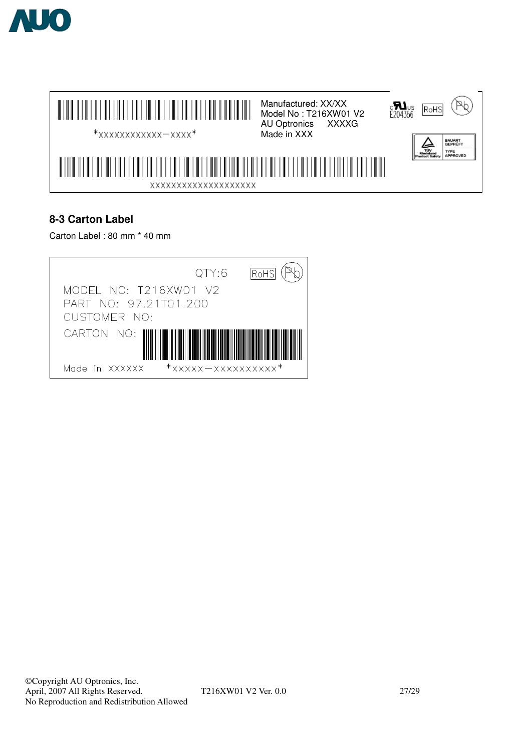*XXXXXXXXXXXX−XXXX*

Manufactured: XX/XX
Model No : T216XW01 V2
AU Optronics XXXXG
Made in XXX

E204356 RoHS

BAUART GEPRÜFT
TÜV Rheinland Product Safety
TYPE APPROVED

XXXXXXXXXXXXXXXXXXXX

### 8-3 Carton Label

Carton Label : 80 mm * 40 mm

QTY:6 RoHS

MODEL NO: T216XW01 V2
PART NO: 97.21T01.200
CUSTOMER NO:
CARTON NO:

Made in XXXXXX *XXXXX−XXXXXXXXXX*

©Copyright AU Optronics, Inc.
April, 2007 All Rights Reserved.
No Reproduction and Redistribution Allowed

T216XW01 V2 Ver. 0.0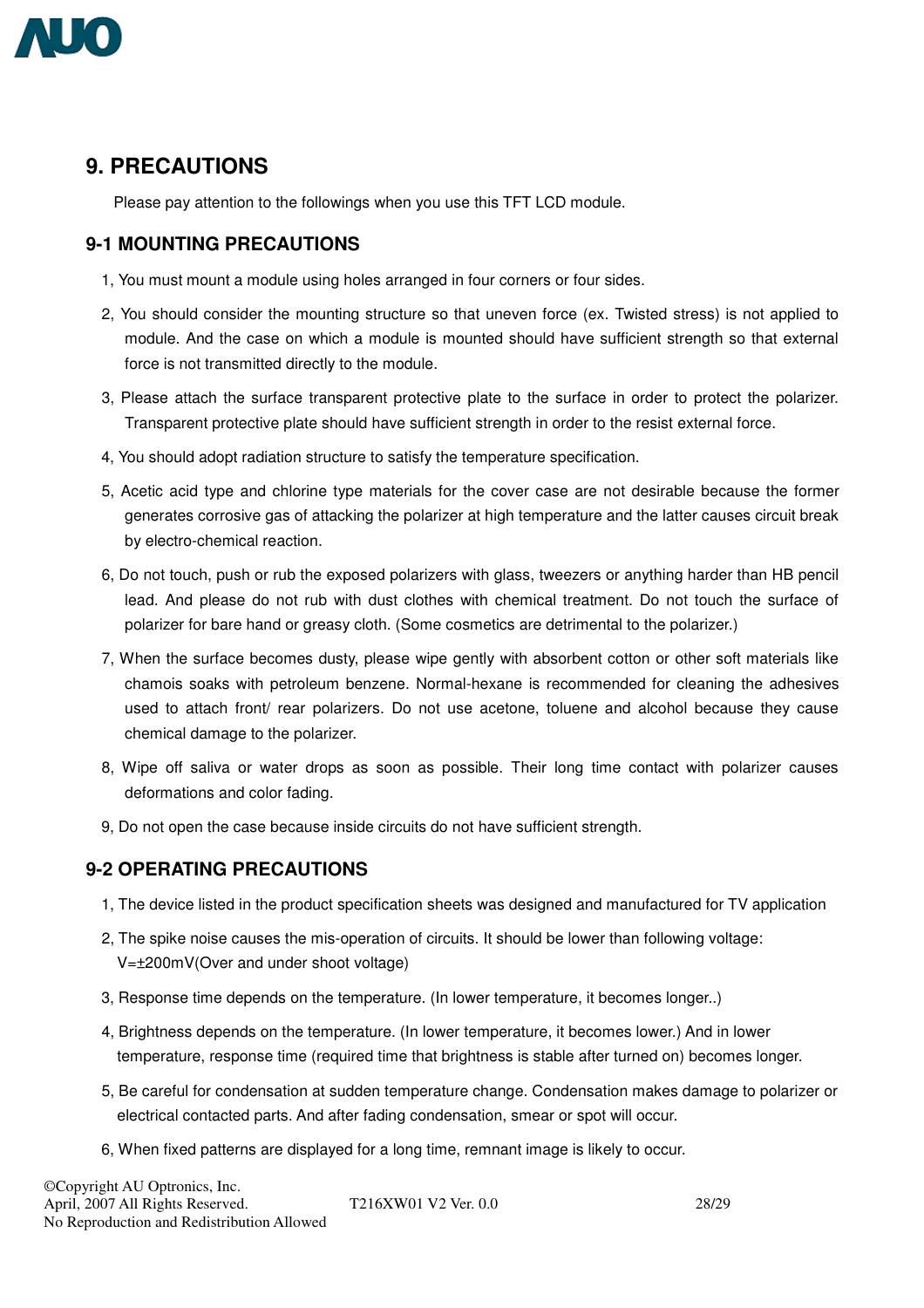## 9. PRECAUTIONS

Please pay attention to the followings when you use this TFT LCD module.

### 9-1 MOUNTING PRECAUTIONS

1, You must mount a module using holes arranged in four corners or four sides.

2, You should consider the mounting structure so that uneven force (ex. Twisted stress) is not applied to module. And the case on which a module is mounted should have sufficient strength so that external force is not transmitted directly to the module.

3, Please attach the surface transparent protective plate to the surface in order to protect the polarizer. Transparent protective plate should have sufficient strength in order to the resist external force.

4, You should adopt radiation structure to satisfy the temperature specification.

5, Acetic acid type and chlorine type materials for the cover case are not desirable because the former generates corrosive gas of attacking the polarizer at high temperature and the latter causes circuit break by electro-chemical reaction.

6, Do not touch, push or rub the exposed polarizers with glass, tweezers or anything harder than HB pencil lead. And please do not rub with dust clothes with chemical treatment. Do not touch the surface of polarizer for bare hand or greasy cloth. (Some cosmetics are detrimental to the polarizer.)

7, When the surface becomes dusty, please wipe gently with absorbent cotton or other soft materials like chamois soaks with petroleum benzene. Normal-hexane is recommended for cleaning the adhesives used to attach front/ rear polarizers. Do not use acetone, toluene and alcohol because they cause chemical damage to the polarizer.

8, Wipe off saliva or water drops as soon as possible. Their long time contact with polarizer causes deformations and color fading.

9, Do not open the case because inside circuits do not have sufficient strength.

### 9-2 OPERATING PRECAUTIONS

1, The device listed in the product specification sheets was designed and manufactured for TV application

2, The spike noise causes the mis-operation of circuits. It should be lower than following voltage: V=±200mV(Over and under shoot voltage)

3, Response time depends on the temperature. (In lower temperature, it becomes longer..)

4, Brightness depends on the temperature. (In lower temperature, it becomes lower.) And in lower temperature, response time (required time that brightness is stable after turned on) becomes longer.

5, Be careful for condensation at sudden temperature change. Condensation makes damage to polarizer or electrical contacted parts. And after fading condensation, smear or spot will occur.

6, When fixed patterns are displayed for a long time, remnant image is likely to occur.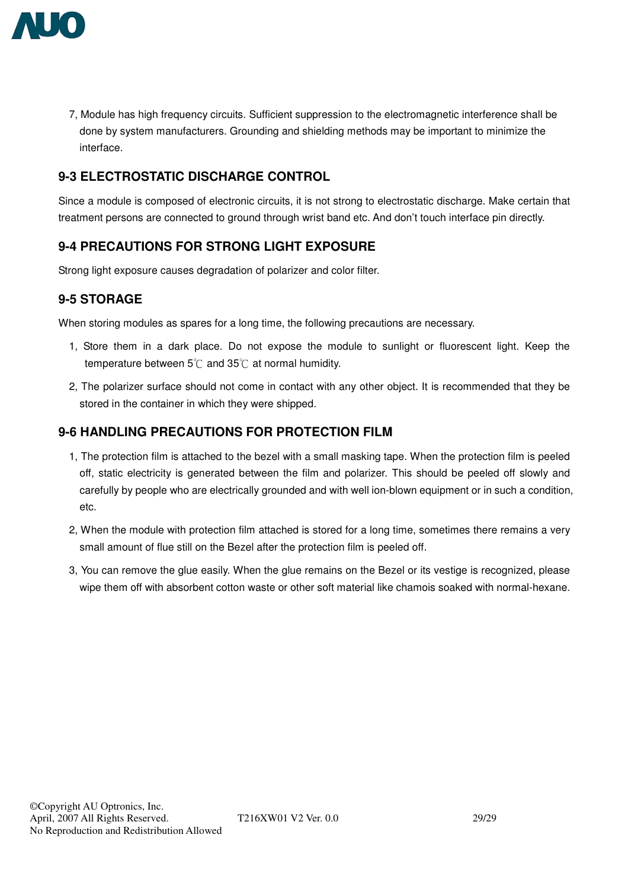7, Module has high frequency circuits. Sufficient suppression to the electromagnetic interference shall be done by system manufacturers. Grounding and shielding methods may be important to minimize the interface.

## 9-3 ELECTROSTATIC DISCHARGE CONTROL

Since a module is composed of electronic circuits, it is not strong to electrostatic discharge. Make certain that treatment persons are connected to ground through wrist band etc. And don't touch interface pin directly.

## 9-4 PRECAUTIONS FOR STRONG LIGHT EXPOSURE

Strong light exposure causes degradation of polarizer and color filter.

## 9-5 STORAGE

When storing modules as spares for a long time, the following precautions are necessary.

1, Store them in a dark place. Do not expose the module to sunlight or fluorescent light. Keep the temperature between 5℃ and 35℃ at normal humidity.

2, The polarizer surface should not come in contact with any other object. It is recommended that they be stored in the container in which they were shipped.

## 9-6 HANDLING PRECAUTIONS FOR PROTECTION FILM

1, The protection film is attached to the bezel with a small masking tape. When the protection film is peeled off, static electricity is generated between the film and polarizer. This should be peeled off slowly and carefully by people who are electrically grounded and with well ion-blown equipment or in such a condition, etc.

2, When the module with protection film attached is stored for a long time, sometimes there remains a very small amount of flue still on the Bezel after the protection film is peeled off.

3, You can remove the glue easily. When the glue remains on the Bezel or its vestige is recognized, please wipe them off with absorbent cotton waste or other soft material like chamois soaked with normal-hexane.